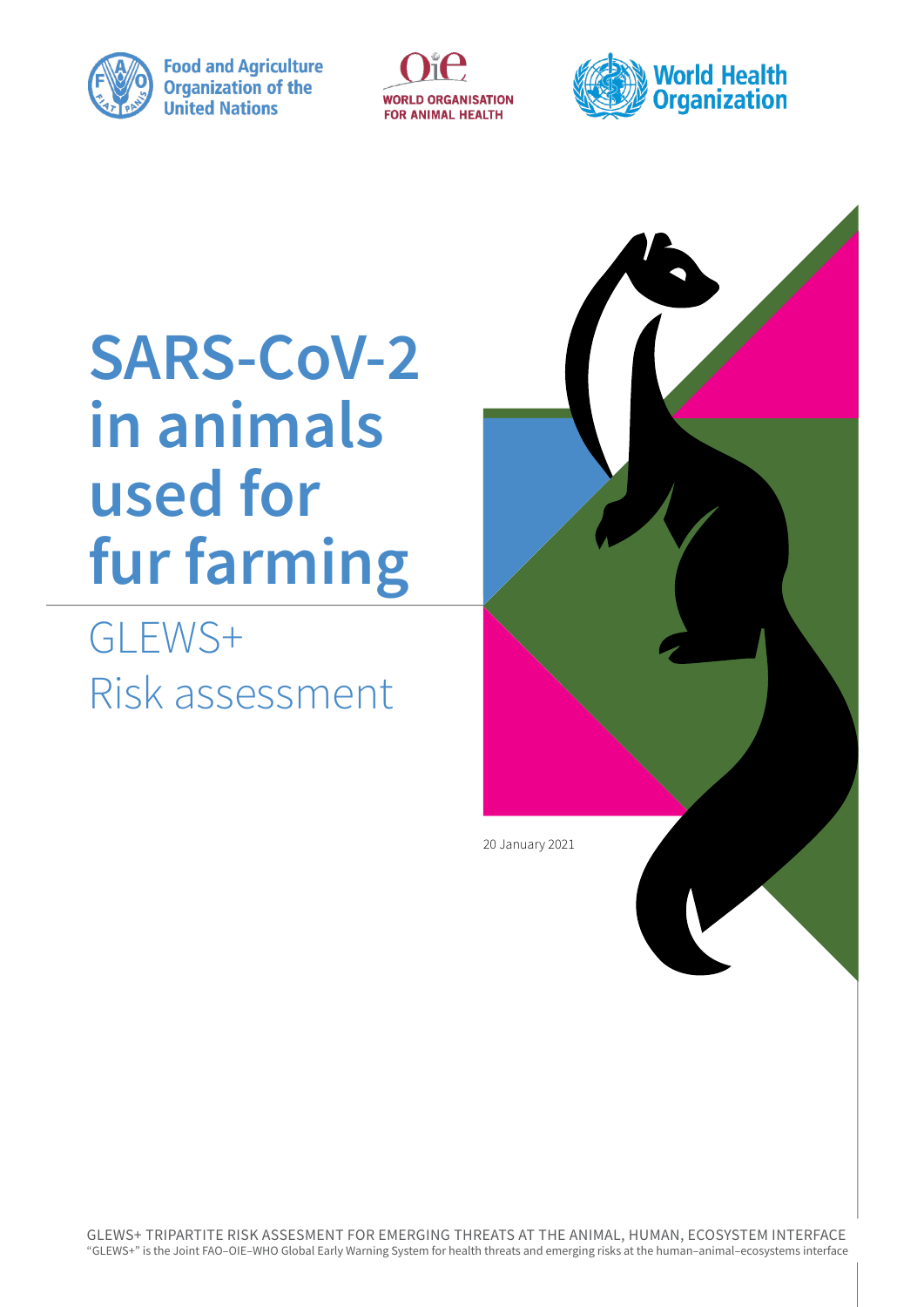Food and Agriculture Organization of the United Nations

WORLD ORGANISATION FOR ANIMAL HEALTH

World Health Organization

# SARS-CoV-2 in animals used for fur farming

## GLEWS+ Risk assessment

20 January 2021

GLEWS+ TRIPARTITE RISK ASSESMENT FOR EMERGING THREATS AT THE ANIMAL, HUMAN, ECOSYSTEM INTERFACE

"GLEWS+" is the Joint FAO–OIE–WHO Global Early Warning System for health threats and emerging risks at the human–animal–ecosystems interface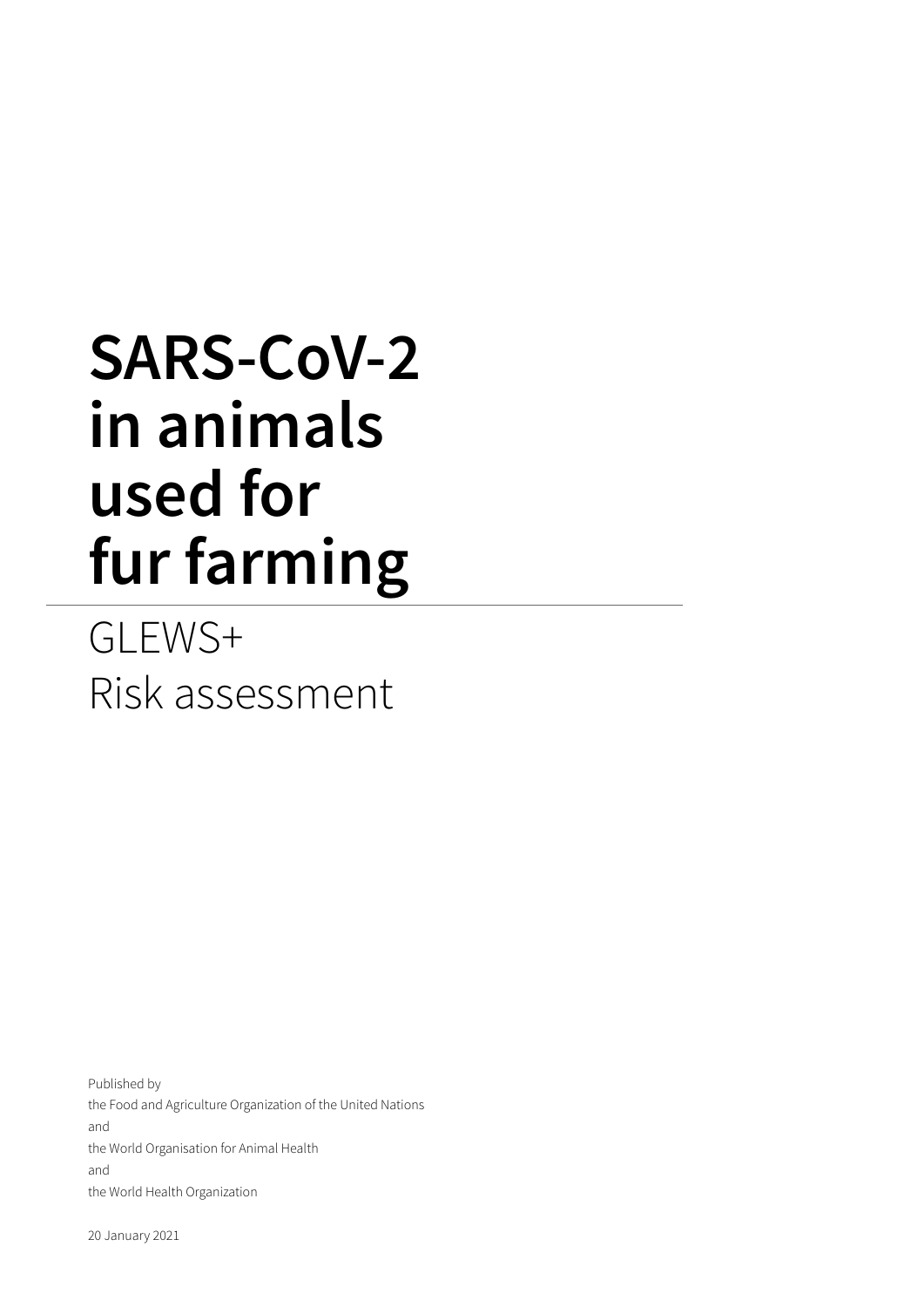# SARS-CoV-2 in animals used for fur farming

GLEWS+

Risk assessment

Published by

the Food and Agriculture Organization of the United Nations

and

the World Organisation for Animal Health

and

the World Health Organization

20 January 2021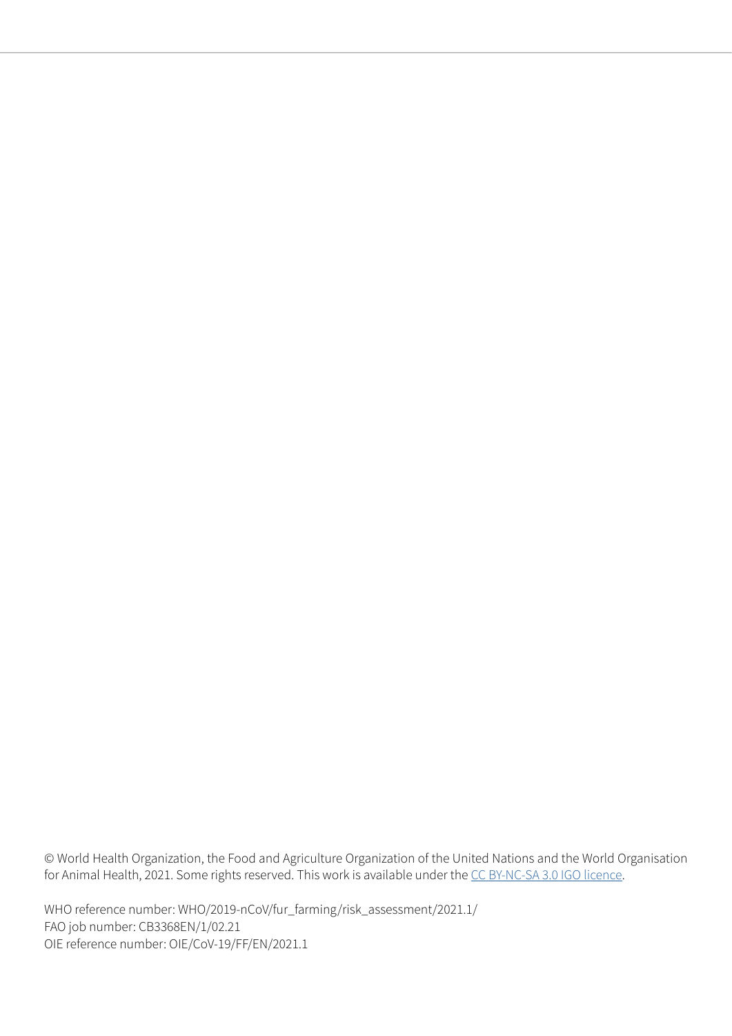© World Health Organization, the Food and Agriculture Organization of the United Nations and the World Organisation for Animal Health, 2021. Some rights reserved. This work is available under the CC BY-NC-SA 3.0 IGO licence.

WHO reference number: WHO/2019-nCoV/fur_farming/risk_assessment/2021.1/
FAO job number: CB3368EN/1/02.21
OIE reference number: OIE/CoV-19/FF/EN/2021.1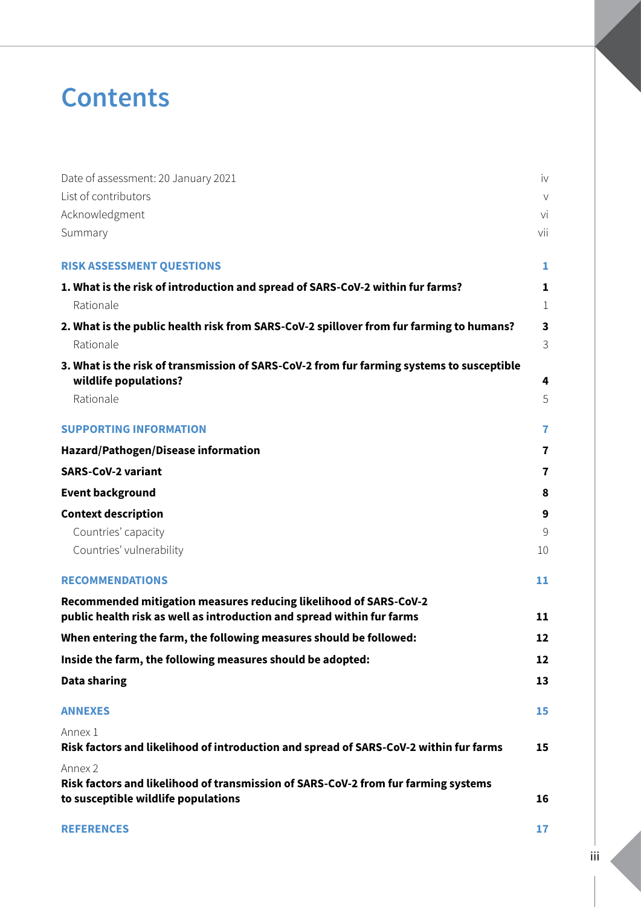# Contents

| | |
|---|---|
| Date of assessment: 20 January 2021 | iv |
| List of contributors | v |
| Acknowledgment | vi |
| Summary | vii |
| **RISK ASSESSMENT QUESTIONS** | **1** |
| **1. What is the risk of introduction and spread of SARS-CoV-2 within fur farms?** | **1** |
| Rationale | 1 |
| **2. What is the public health risk from SARS-CoV-2 spillover from fur farming to humans?** | **3** |
| Rationale | 3 |
| **3. What is the risk of transmission of SARS-CoV-2 from fur farming systems to susceptible wildlife populations?** | **4** |
| Rationale | 5 |
| **SUPPORTING INFORMATION** | **7** |
| **Hazard/Pathogen/Disease information** | **7** |
| **SARS-CoV-2 variant** | **7** |
| **Event background** | **8** |
| **Context description** | **9** |
| Countries' capacity | 9 |
| Countries' vulnerability | 10 |
| **RECOMMENDATIONS** | **11** |
| **Recommended mitigation measures reducing likelihood of SARS-CoV-2 public health risk as well as introduction and spread within fur farms** | **11** |
| **When entering the farm, the following measures should be followed:** | **12** |
| **Inside the farm, the following measures should be adopted:** | **12** |
| **Data sharing** | **13** |
| **ANNEXES** | **15** |
| Annex 1 **Risk factors and likelihood of introduction and spread of SARS-CoV-2 within fur farms** | **15** |
| Annex 2 **Risk factors and likelihood of transmission of SARS-CoV-2 from fur farming systems to susceptible wildlife populations** | **16** |
| **REFERENCES** | **17** |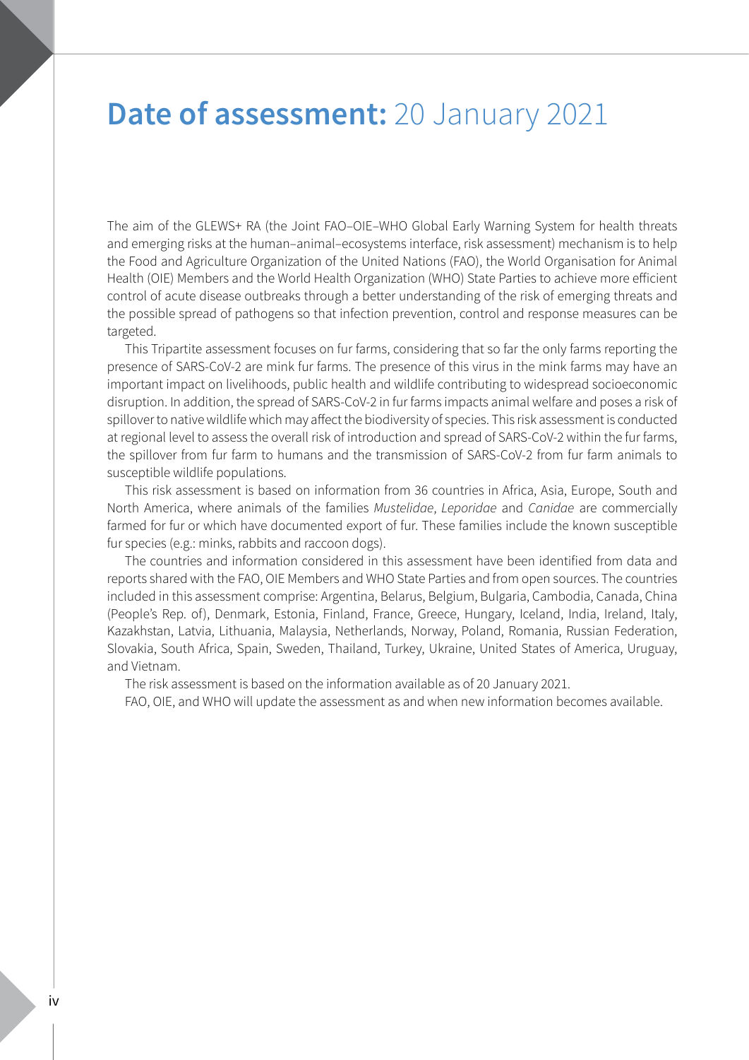# **Date of assessment:** 20 January 2021

The aim of the GLEWS+ RA (the Joint FAO–OIE–WHO Global Early Warning System for health threats and emerging risks at the human–animal–ecosystems interface, risk assessment) mechanism is to help the Food and Agriculture Organization of the United Nations (FAO), the World Organisation for Animal Health (OIE) Members and the World Health Organization (WHO) State Parties to achieve more efficient control of acute disease outbreaks through a better understanding of the risk of emerging threats and the possible spread of pathogens so that infection prevention, control and response measures can be targeted.

This Tripartite assessment focuses on fur farms, considering that so far the only farms reporting the presence of SARS-CoV-2 are mink fur farms. The presence of this virus in the mink farms may have an important impact on livelihoods, public health and wildlife contributing to widespread socioeconomic disruption. In addition, the spread of SARS-CoV-2 in fur farms impacts animal welfare and poses a risk of spillover to native wildlife which may affect the biodiversity of species. This risk assessment is conducted at regional level to assess the overall risk of introduction and spread of SARS-CoV-2 within the fur farms, the spillover from fur farm to humans and the transmission of SARS-CoV-2 from fur farm animals to susceptible wildlife populations.

This risk assessment is based on information from 36 countries in Africa, Asia, Europe, South and North America, where animals of the families *Mustelidae*, *Leporidae* and *Canidae* are commercially farmed for fur or which have documented export of fur. These families include the known susceptible fur species (e.g.: minks, rabbits and raccoon dogs).

The countries and information considered in this assessment have been identified from data and reports shared with the FAO, OIE Members and WHO State Parties and from open sources. The countries included in this assessment comprise: Argentina, Belarus, Belgium, Bulgaria, Cambodia, Canada, China (People's Rep. of), Denmark, Estonia, Finland, France, Greece, Hungary, Iceland, India, Ireland, Italy, Kazakhstan, Latvia, Lithuania, Malaysia, Netherlands, Norway, Poland, Romania, Russian Federation, Slovakia, South Africa, Spain, Sweden, Thailand, Turkey, Ukraine, United States of America, Uruguay, and Vietnam.

The risk assessment is based on the information available as of 20 January 2021.

FAO, OIE, and WHO will update the assessment as and when new information becomes available.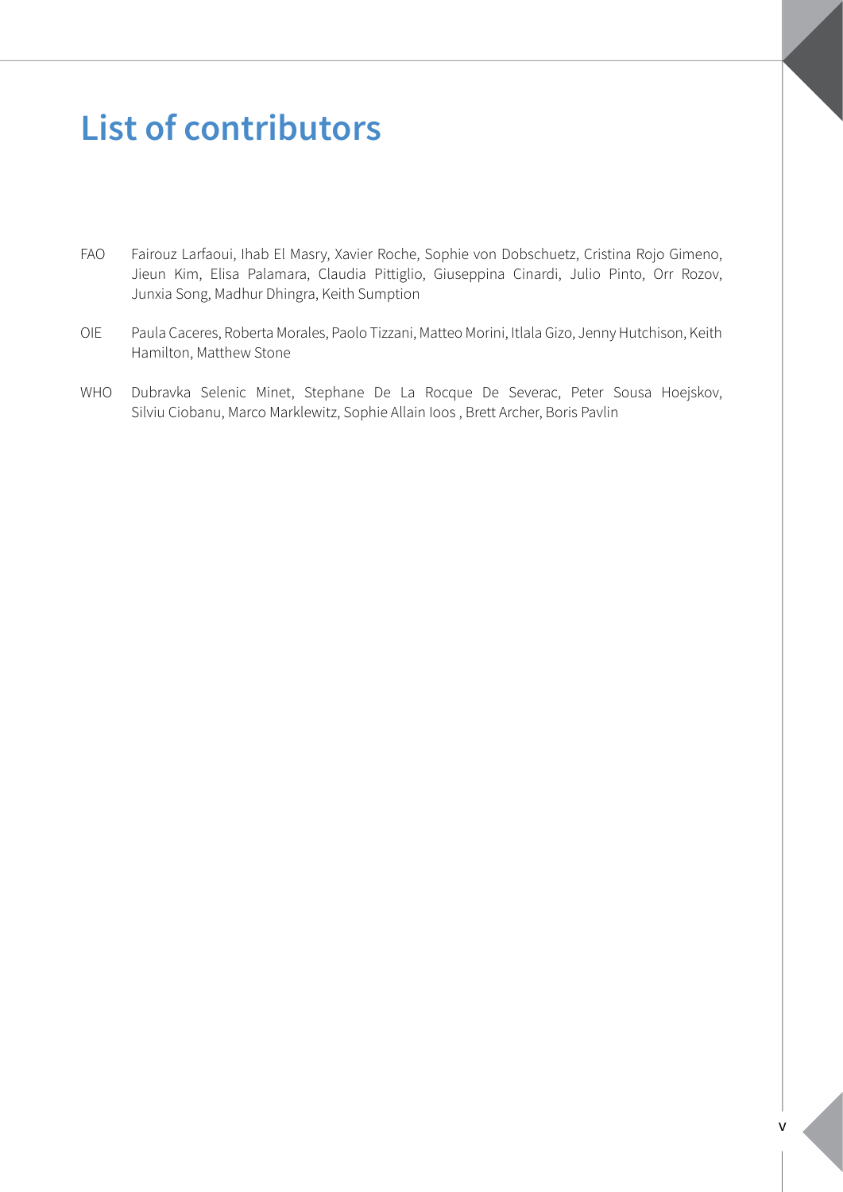# List of contributors

FAO Fairouz Larfaoui, Ihab El Masry, Xavier Roche, Sophie von Dobschuetz, Cristina Rojo Gimeno, Jieun Kim, Elisa Palamara, Claudia Pittiglio, Giuseppina Cinardi, Julio Pinto, Orr Rozov, Junxia Song, Madhur Dhingra, Keith Sumption

OIE Paula Caceres, Roberta Morales, Paolo Tizzani, Matteo Morini, Itlala Gizo, Jenny Hutchison, Keith Hamilton, Matthew Stone

WHO Dubravka Selenic Minet, Stephane De La Rocque De Severac, Peter Sousa Hoejskov, Silviu Ciobanu, Marco Marklewitz, Sophie Allain Ioos , Brett Archer, Boris Pavlin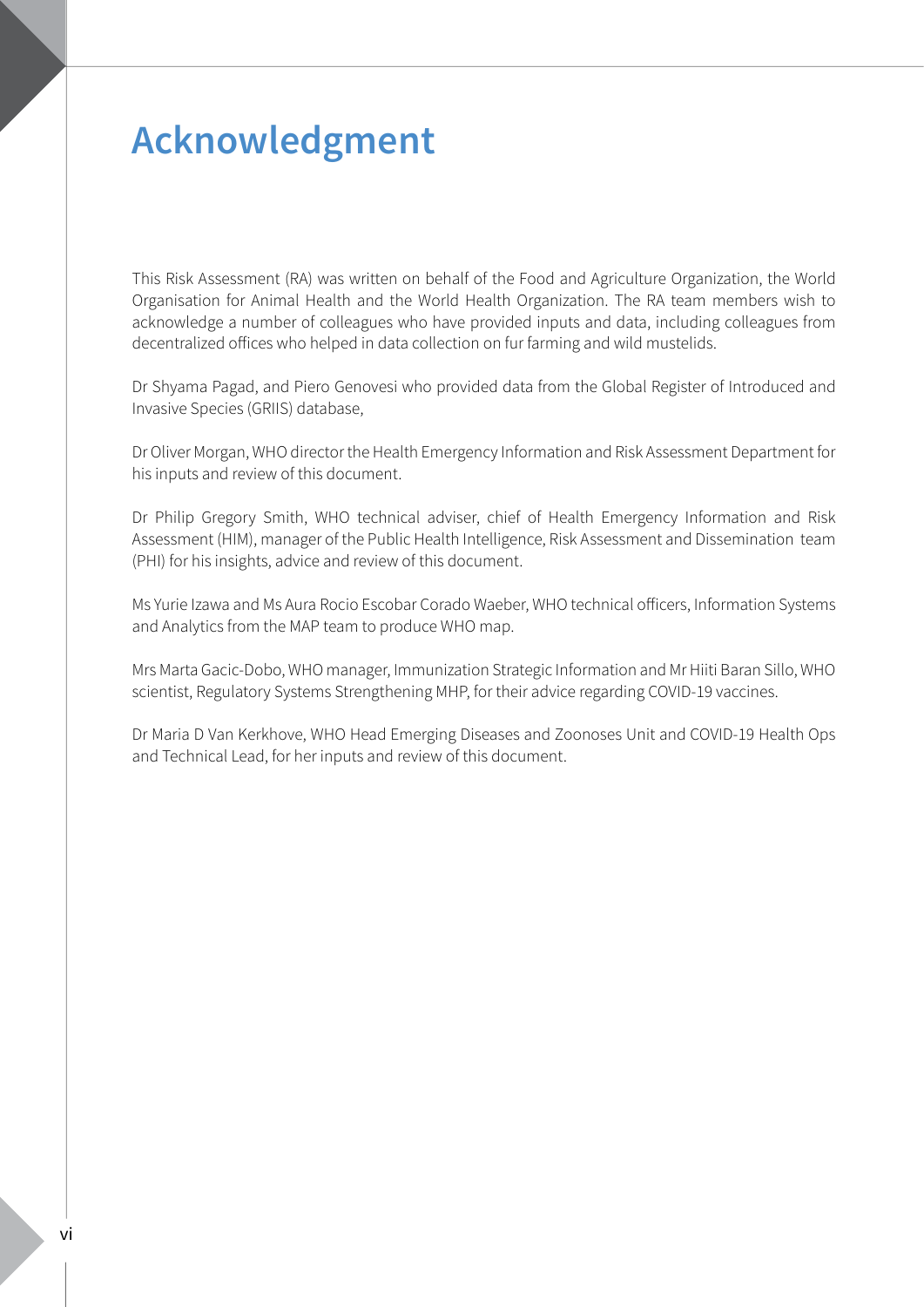# Acknowledgment

This Risk Assessment (RA) was written on behalf of the Food and Agriculture Organization, the World Organisation for Animal Health and the World Health Organization. The RA team members wish to acknowledge a number of colleagues who have provided inputs and data, including colleagues from decentralized offices who helped in data collection on fur farming and wild mustelids.

Dr Shyama Pagad, and Piero Genovesi who provided data from the Global Register of Introduced and Invasive Species (GRIIS) database,

Dr Oliver Morgan, WHO director the Health Emergency Information and Risk Assessment Department for his inputs and review of this document.

Dr Philip Gregory Smith, WHO technical adviser, chief of Health Emergency Information and Risk Assessment (HIM), manager of the Public Health Intelligence, Risk Assessment and Dissemination team (PHI) for his insights, advice and review of this document.

Ms Yurie Izawa and Ms Aura Rocio Escobar Corado Waeber, WHO technical officers, Information Systems and Analytics from the MAP team to produce WHO map.

Mrs Marta Gacic-Dobo, WHO manager, Immunization Strategic Information and Mr Hiiti Baran Sillo, WHO scientist, Regulatory Systems Strengthening MHP, for their advice regarding COVID-19 vaccines.

Dr Maria D Van Kerkhove, WHO Head Emerging Diseases and Zoonoses Unit and COVID-19 Health Ops and Technical Lead, for her inputs and review of this document.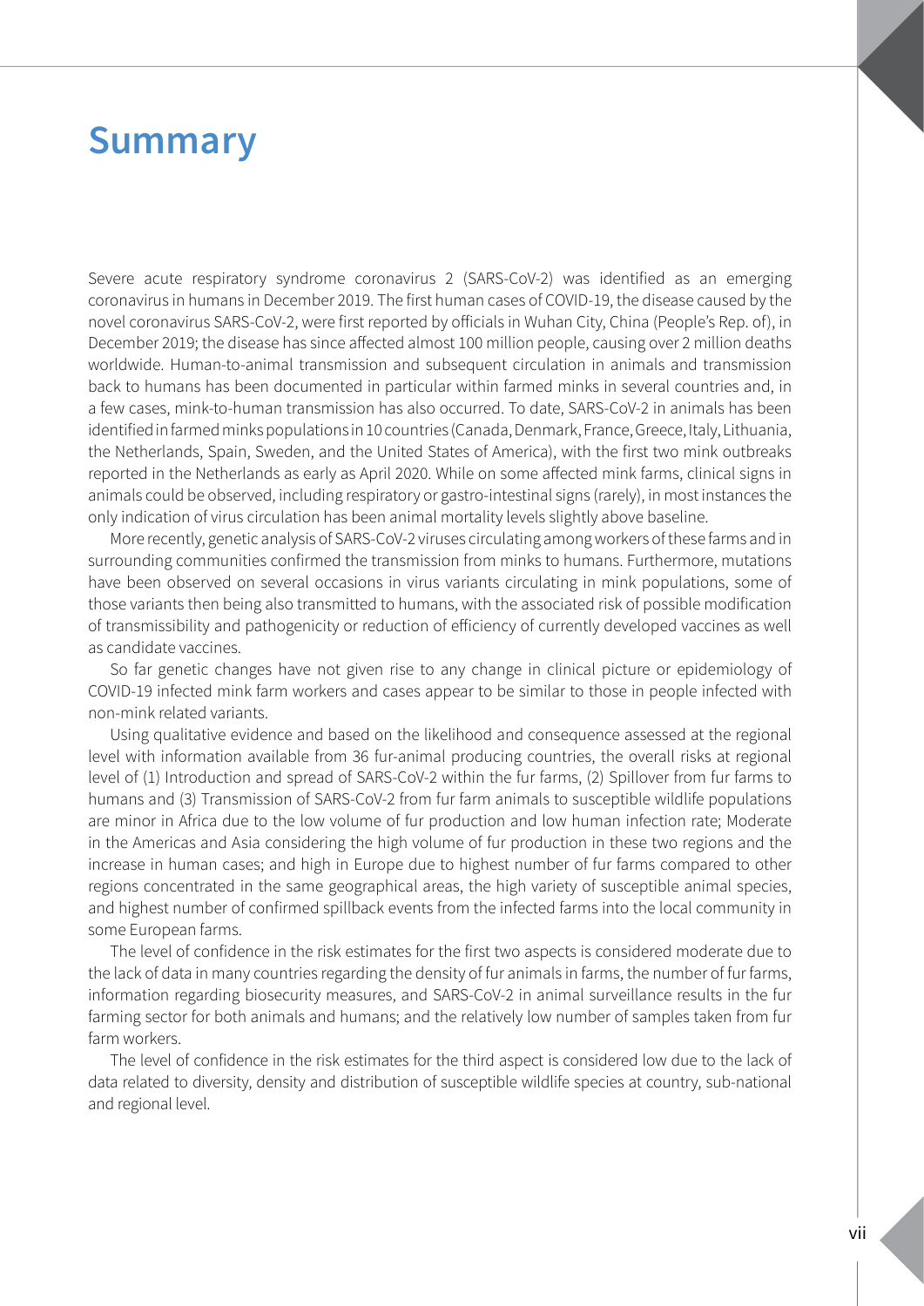# Summary

Severe acute respiratory syndrome coronavirus 2 (SARS-CoV-2) was identified as an emerging coronavirus in humans in December 2019. The first human cases of COVID-19, the disease caused by the novel coronavirus SARS-CoV-2, were first reported by officials in Wuhan City, China (People's Rep. of), in December 2019; the disease has since affected almost 100 million people, causing over 2 million deaths worldwide. Human-to-animal transmission and subsequent circulation in animals and transmission back to humans has been documented in particular within farmed minks in several countries and, in a few cases, mink-to-human transmission has also occurred. To date, SARS-CoV-2 in animals has been identified in farmed minks populations in 10 countries (Canada, Denmark, France, Greece, Italy, Lithuania, the Netherlands, Spain, Sweden, and the United States of America), with the first two mink outbreaks reported in the Netherlands as early as April 2020. While on some affected mink farms, clinical signs in animals could be observed, including respiratory or gastro-intestinal signs (rarely), in most instances the only indication of virus circulation has been animal mortality levels slightly above baseline.

More recently, genetic analysis of SARS-CoV-2 viruses circulating among workers of these farms and in surrounding communities confirmed the transmission from minks to humans. Furthermore, mutations have been observed on several occasions in virus variants circulating in mink populations, some of those variants then being also transmitted to humans, with the associated risk of possible modification of transmissibility and pathogenicity or reduction of efficiency of currently developed vaccines as well as candidate vaccines.

So far genetic changes have not given rise to any change in clinical picture or epidemiology of COVID-19 infected mink farm workers and cases appear to be similar to those in people infected with non-mink related variants.

Using qualitative evidence and based on the likelihood and consequence assessed at the regional level with information available from 36 fur-animal producing countries, the overall risks at regional level of (1) Introduction and spread of SARS-CoV-2 within the fur farms, (2) Spillover from fur farms to humans and (3) Transmission of SARS-CoV-2 from fur farm animals to susceptible wildlife populations are minor in Africa due to the low volume of fur production and low human infection rate; Moderate in the Americas and Asia considering the high volume of fur production in these two regions and the increase in human cases; and high in Europe due to highest number of fur farms compared to other regions concentrated in the same geographical areas, the high variety of susceptible animal species, and highest number of confirmed spillback events from the infected farms into the local community in some European farms.

The level of confidence in the risk estimates for the first two aspects is considered moderate due to the lack of data in many countries regarding the density of fur animals in farms, the number of fur farms, information regarding biosecurity measures, and SARS-CoV-2 in animal surveillance results in the fur farming sector for both animals and humans; and the relatively low number of samples taken from fur farm workers.

The level of confidence in the risk estimates for the third aspect is considered low due to the lack of data related to diversity, density and distribution of susceptible wildlife species at country, sub-national and regional level.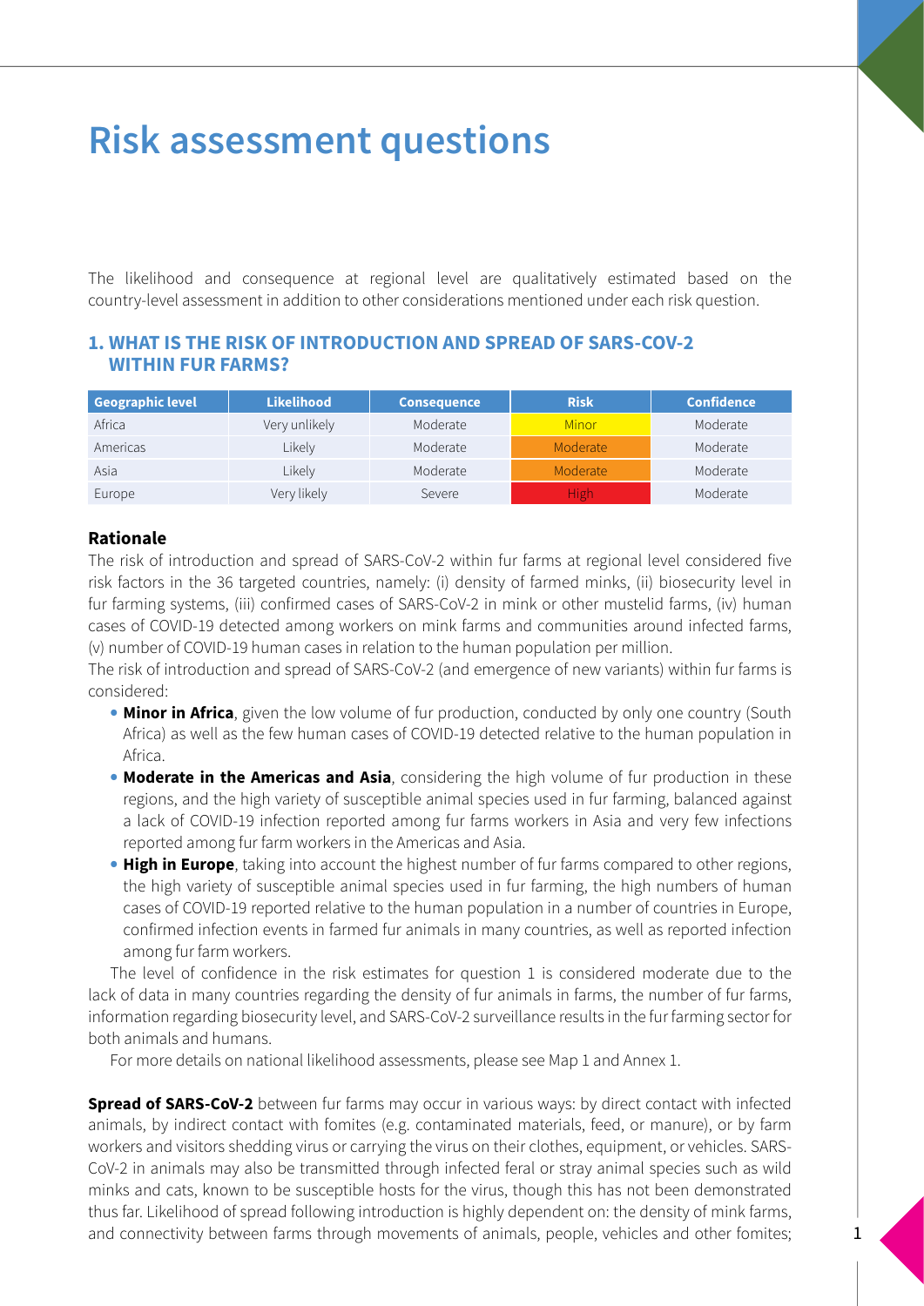# Risk assessment questions

The likelihood and consequence at regional level are qualitatively estimated based on the country-level assessment in addition to other considerations mentioned under each risk question.

## 1. WHAT IS THE RISK OF INTRODUCTION AND SPREAD OF SARS-COV-2 WITHIN FUR FARMS?

| Geographic level | Likelihood | Consequence | Risk | Confidence |
|---|---|---|---|---|
| Africa | Very unlikely | Moderate | Minor | Moderate |
| Americas | Likely | Moderate | Moderate | Moderate |
| Asia | Likely | Moderate | Moderate | Moderate |
| Europe | Very likely | Severe | High | Moderate |

### Rationale

The risk of introduction and spread of SARS-CoV-2 within fur farms at regional level considered five risk factors in the 36 targeted countries, namely: (i) density of farmed minks, (ii) biosecurity level in fur farming systems, (iii) confirmed cases of SARS-CoV-2 in mink or other mustelid farms, (iv) human cases of COVID-19 detected among workers on mink farms and communities around infected farms, (v) number of COVID-19 human cases in relation to the human population per million.

The risk of introduction and spread of SARS-CoV-2 (and emergence of new variants) within fur farms is considered:

- **Minor in Africa**, given the low volume of fur production, conducted by only one country (South Africa) as well as the few human cases of COVID-19 detected relative to the human population in Africa.
- **Moderate in the Americas and Asia**, considering the high volume of fur production in these regions, and the high variety of susceptible animal species used in fur farming, balanced against a lack of COVID-19 infection reported among fur farms workers in Asia and very few infections reported among fur farm workers in the Americas and Asia.
- **High in Europe**, taking into account the highest number of fur farms compared to other regions, the high variety of susceptible animal species used in fur farming, the high numbers of human cases of COVID-19 reported relative to the human population in a number of countries in Europe, confirmed infection events in farmed fur animals in many countries, as well as reported infection among fur farm workers.

The level of confidence in the risk estimates for question 1 is considered moderate due to the lack of data in many countries regarding the density of fur animals in farms, the number of fur farms, information regarding biosecurity level, and SARS-CoV-2 surveillance results in the fur farming sector for both animals and humans.

For more details on national likelihood assessments, please see Map 1 and Annex 1.

**Spread of SARS-CoV-2** between fur farms may occur in various ways: by direct contact with infected animals, by indirect contact with fomites (e.g. contaminated materials, feed, or manure), or by farm workers and visitors shedding virus or carrying the virus on their clothes, equipment, or vehicles. SARS-CoV-2 in animals may also be transmitted through infected feral or stray animal species such as wild minks and cats, known to be susceptible hosts for the virus, though this has not been demonstrated thus far. Likelihood of spread following introduction is highly dependent on: the density of mink farms, and connectivity between farms through movements of animals, people, vehicles and other fomites;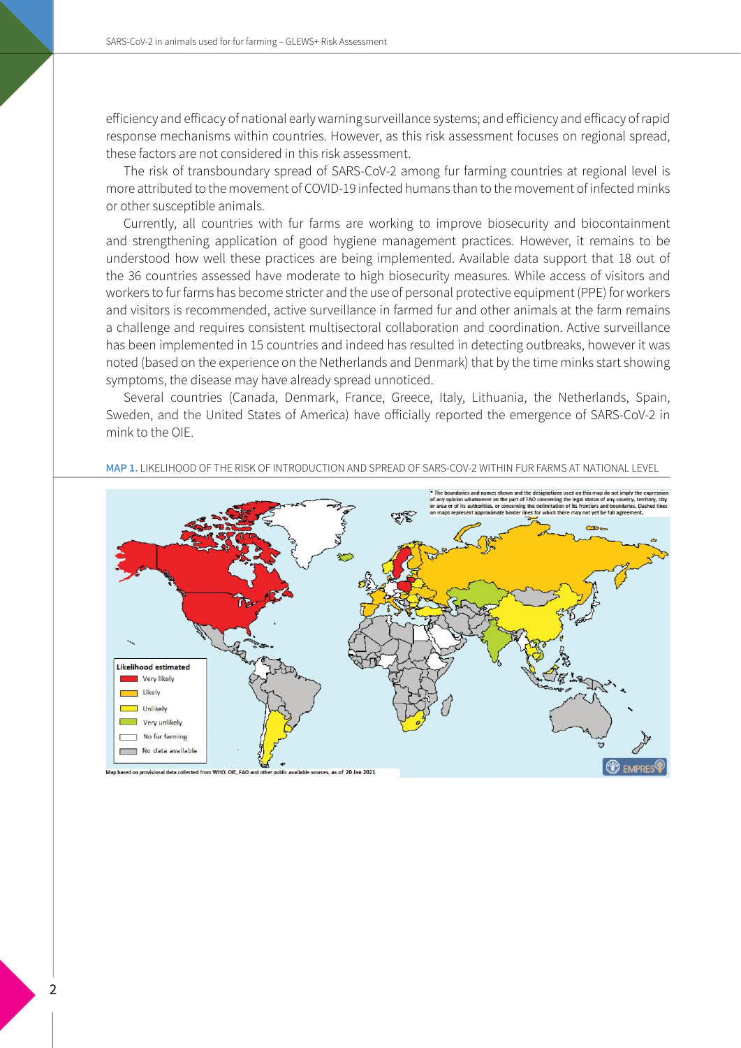efficiency and efficacy of national early warning surveillance systems; and efficiency and efficacy of rapid response mechanisms within countries. However, as this risk assessment focuses on regional spread, these factors are not considered in this risk assessment.

The risk of transboundary spread of SARS-CoV-2 among fur farming countries at regional level is more attributed to the movement of COVID-19 infected humans than to the movement of infected minks or other susceptible animals.

Currently, all countries with fur farms are working to improve biosecurity and biocontainment and strengthening application of good hygiene management practices. However, it remains to be understood how well these practices are being implemented. Available data support that 18 out of the 36 countries assessed have moderate to high biosecurity measures. While access of visitors and workers to fur farms has become stricter and the use of personal protective equipment (PPE) for workers and visitors is recommended, active surveillance in farmed fur and other animals at the farm remains a challenge and requires consistent multisectoral collaboration and coordination. Active surveillance has been implemented in 15 countries and indeed has resulted in detecting outbreaks, however it was noted (based on the experience on the Netherlands and Denmark) that by the time minks start showing symptoms, the disease may have already spread unnoticed.

Several countries (Canada, Denmark, France, Greece, Italy, Lithuania, the Netherlands, Spain, Sweden, and the United States of America) have officially reported the emergence of SARS-CoV-2 in mink to the OIE.

**MAP 1.** LIKELIHOOD OF THE RISK OF INTRODUCTION AND SPREAD OF SARS-COV-2 WITHIN FUR FARMS AT NATIONAL LEVEL

* The boundaries and names shown and the designations used on this map do not imply the expression of any opinion whatsoever on the part of FAO concerning the legal status of any country, territory, city or area or of its authorities, or concerning the delimitation of its frontiers and boundaries. Dashed lines on maps represent approximate border lines for which there may not yet be full agreement.

Likelihood estimated
Very likely
Likely
Unlikely
Very unlikely
No fur farming
No data available

EMPRES

Map based on provisional data collected from WHO, OIE, FAO and other public available sources, as of 20 Jan 2021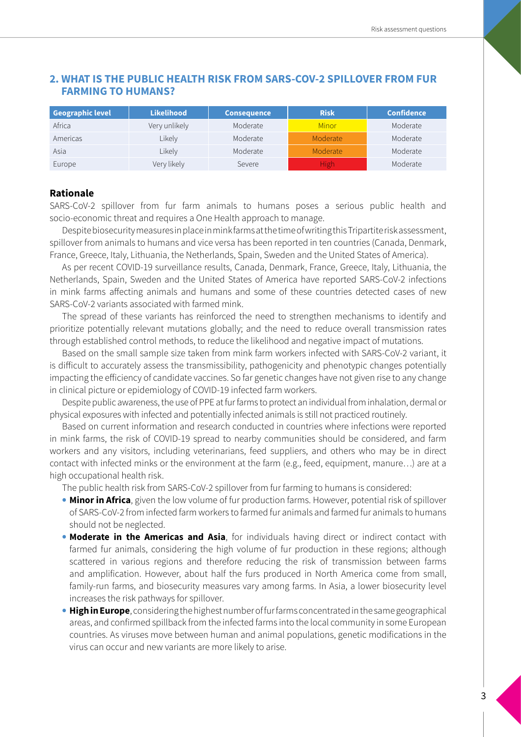## 2. WHAT IS THE PUBLIC HEALTH RISK FROM SARS-COV-2 SPILLOVER FROM FUR FARMING TO HUMANS?

| Geographic level | Likelihood | Consequence | Risk | Confidence |
|---|---|---|---|---|
| Africa | Very unlikely | Moderate | Minor | Moderate |
| Americas | Likely | Moderate | Moderate | Moderate |
| Asia | Likely | Moderate | Moderate | Moderate |
| Europe | Very likely | Severe | High | Moderate |

### Rationale

SARS-CoV-2 spillover from fur farm animals to humans poses a serious public health and socio-economic threat and requires a One Health approach to manage.

Despite biosecurity measures in place in mink farms at the time of writing this Tripartite risk assessment, spillover from animals to humans and vice versa has been reported in ten countries (Canada, Denmark, France, Greece, Italy, Lithuania, the Netherlands, Spain, Sweden and the United States of America).

As per recent COVID-19 surveillance results, Canada, Denmark, France, Greece, Italy, Lithuania, the Netherlands, Spain, Sweden and the United States of America have reported SARS-CoV-2 infections in mink farms affecting animals and humans and some of these countries detected cases of new SARS-CoV-2 variants associated with farmed mink.

The spread of these variants has reinforced the need to strengthen mechanisms to identify and prioritize potentially relevant mutations globally; and the need to reduce overall transmission rates through established control methods, to reduce the likelihood and negative impact of mutations.

Based on the small sample size taken from mink farm workers infected with SARS-CoV-2 variant, it is difficult to accurately assess the transmissibility, pathogenicity and phenotypic changes potentially impacting the efficiency of candidate vaccines. So far genetic changes have not given rise to any change in clinical picture or epidemiology of COVID-19 infected farm workers.

Despite public awareness, the use of PPE at fur farms to protect an individual from inhalation, dermal or physical exposures with infected and potentially infected animals is still not practiced routinely.

Based on current information and research conducted in countries where infections were reported in mink farms, the risk of COVID-19 spread to nearby communities should be considered, and farm workers and any visitors, including veterinarians, feed suppliers, and others who may be in direct contact with infected minks or the environment at the farm (e.g., feed, equipment, manure…) are at a high occupational health risk.

The public health risk from SARS-CoV-2 spillover from fur farming to humans is considered:

- **Minor in Africa**, given the low volume of fur production farms. However, potential risk of spillover of SARS-CoV-2 from infected farm workers to farmed fur animals and farmed fur animals to humans should not be neglected.
- **Moderate in the Americas and Asia**, for individuals having direct or indirect contact with farmed fur animals, considering the high volume of fur production in these regions; although scattered in various regions and therefore reducing the risk of transmission between farms and amplification. However, about half the furs produced in North America come from small, family-run farms, and biosecurity measures vary among farms. In Asia, a lower biosecurity level increases the risk pathways for spillover.
- **High in Europe**, considering the highest number of fur farms concentrated in the same geographical areas, and confirmed spillback from the infected farms into the local community in some European countries. As viruses move between human and animal populations, genetic modifications in the virus can occur and new variants are more likely to arise.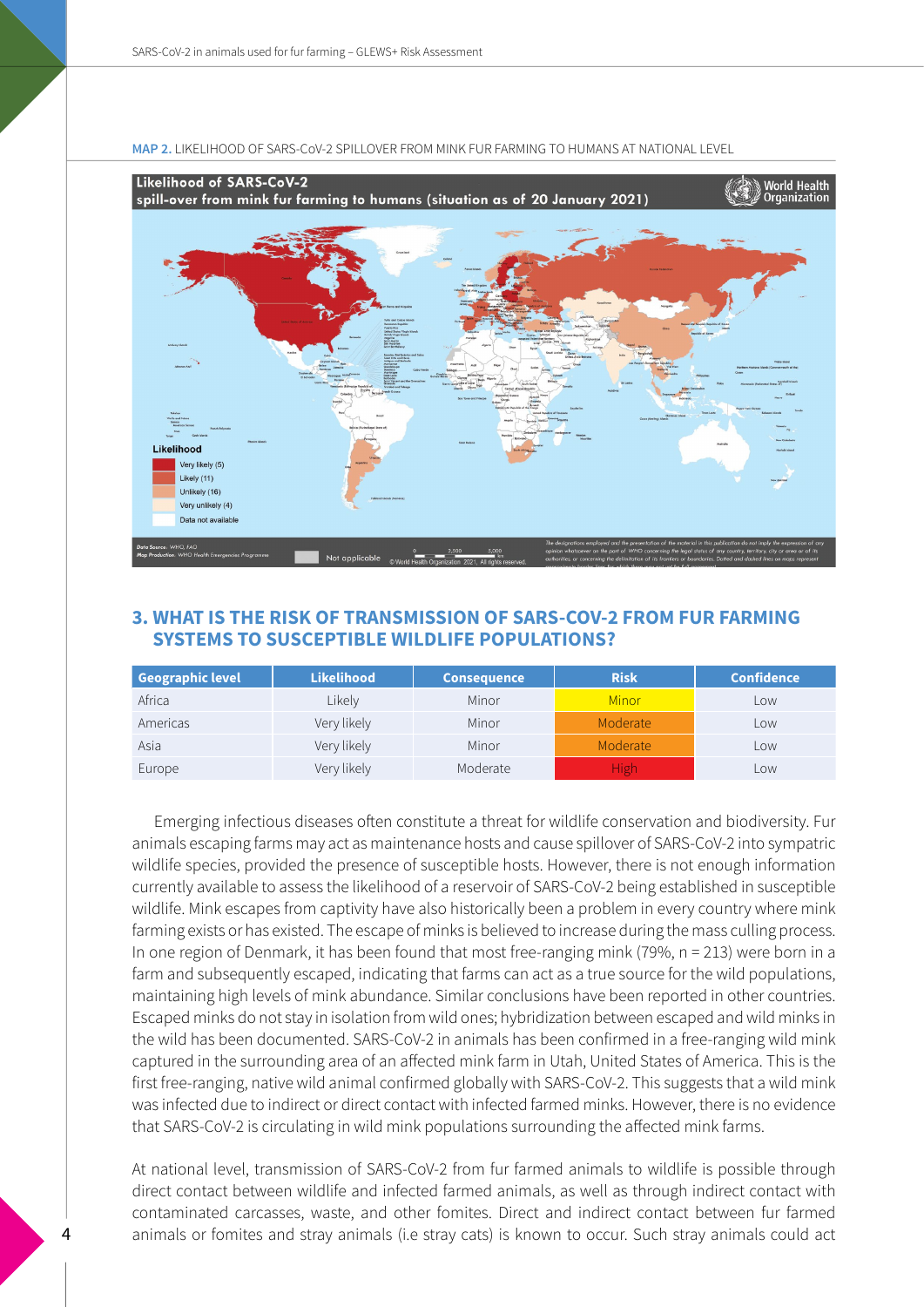MAP 2. LIKELIHOOD OF SARS-CoV-2 SPILLOVER FROM MINK FUR FARMING TO HUMANS AT NATIONAL LEVEL

Likelihood of SARS-CoV-2 spill-over from mink fur farming to humans (situation as of 20 January 2021)

World Health Organization

Likelihood

Very likely (5)

Likely (11)

Unlikely (16)

Very unlikely (4)

Data not available

Not applicable

Data Source: WHO, FAO
Map Production: WHO Health Emergencies Programme

© World Health Organization 2021, All rights reserved.

## 3. WHAT IS THE RISK OF TRANSMISSION OF SARS-COV-2 FROM FUR FARMING SYSTEMS TO SUSCEPTIBLE WILDLIFE POPULATIONS?

| Geographic level | Likelihood | Consequence | Risk | Confidence |
|---|---|---|---|---|
| Africa | Likely | Minor | Minor | Low |
| Americas | Very likely | Minor | Moderate | Low |
| Asia | Very likely | Minor | Moderate | Low |
| Europe | Very likely | Moderate | High | Low |

Emerging infectious diseases often constitute a threat for wildlife conservation and biodiversity. Fur animals escaping farms may act as maintenance hosts and cause spillover of SARS-CoV-2 into sympatric wildlife species, provided the presence of susceptible hosts. However, there is not enough information currently available to assess the likelihood of a reservoir of SARS-CoV-2 being established in susceptible wildlife. Mink escapes from captivity have also historically been a problem in every country where mink farming exists or has existed. The escape of minks is believed to increase during the mass culling process. In one region of Denmark, it has been found that most free-ranging mink (79%, n = 213) were born in a farm and subsequently escaped, indicating that farms can act as a true source for the wild populations, maintaining high levels of mink abundance. Similar conclusions have been reported in other countries. Escaped minks do not stay in isolation from wild ones; hybridization between escaped and wild minks in the wild has been documented. SARS-CoV-2 in animals has been confirmed in a free-ranging wild mink captured in the surrounding area of an affected mink farm in Utah, United States of America. This is the first free-ranging, native wild animal confirmed globally with SARS-CoV-2. This suggests that a wild mink was infected due to indirect or direct contact with infected farmed minks. However, there is no evidence that SARS-CoV-2 is circulating in wild mink populations surrounding the affected mink farms.

At national level, transmission of SARS-CoV-2 from fur farmed animals to wildlife is possible through direct contact between wildlife and infected farmed animals, as well as through indirect contact with contaminated carcasses, waste, and other fomites. Direct and indirect contact between fur farmed animals or fomites and stray animals (i.e stray cats) is known to occur. Such stray animals could act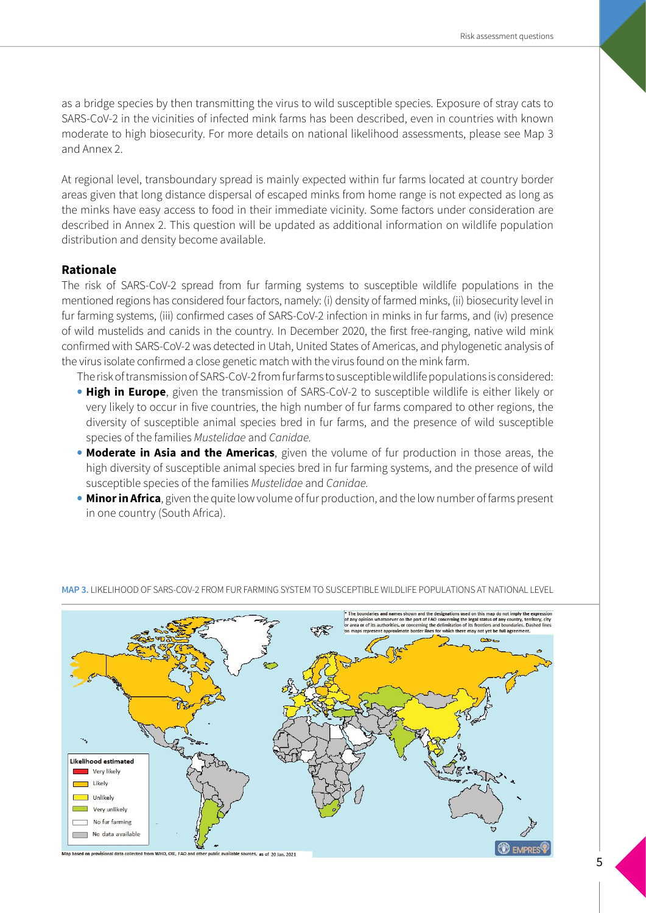as a bridge species by then transmitting the virus to wild susceptible species. Exposure of stray cats to SARS-CoV-2 in the vicinities of infected mink farms has been described, even in countries with known moderate to high biosecurity. For more details on national likelihood assessments, please see Map 3 and Annex 2.

At regional level, transboundary spread is mainly expected within fur farms located at country border areas given that long distance dispersal of escaped minks from home range is not expected as long as the minks have easy access to food in their immediate vicinity. Some factors under consideration are described in Annex 2. This question will be updated as additional information on wildlife population distribution and density become available.

### Rationale

The risk of SARS-CoV-2 spread from fur farming systems to susceptible wildlife populations in the mentioned regions has considered four factors, namely: (i) density of farmed minks, (ii) biosecurity level in fur farming systems, (iii) confirmed cases of SARS-CoV-2 infection in minks in fur farms, and (iv) presence of wild mustelids and canids in the country. In December 2020, the first free-ranging, native wild mink confirmed with SARS-CoV-2 was detected in Utah, United States of Americas, and phylogenetic analysis of the virus isolate confirmed a close genetic match with the virus found on the mink farm.

The risk of transmission of SARS-CoV-2 from fur farms to susceptible wildlife populations is considered:

- **High in Europe**, given the transmission of SARS-CoV-2 to susceptible wildlife is either likely or very likely to occur in five countries, the high number of fur farms compared to other regions, the diversity of susceptible animal species bred in fur farms, and the presence of wild susceptible species of the families *Mustelidae* and *Canidae.*
- **Moderate in Asia and the Americas**, given the volume of fur production in those areas, the high diversity of susceptible animal species bred in fur farming systems, and the presence of wild susceptible species of the families *Mustelidae* and *Canidae.*
- **Minor in Africa**, given the quite low volume of fur production, and the low number of farms present in one country (South Africa).

MAP 3. LIKELIHOOD OF SARS-COV-2 FROM FUR FARMING SYSTEM TO SUSCEPTIBLE WILDLIFE POPULATIONS AT NATIONAL LEVEL

* The boundaries and names shown and the designations used on this map do not imply the expression of any opinion whatsoever on the part of FAO concerning the legal status of any country, territory, city or area or of its authorities, or concerning the delimitation of its frontiers and boundaries. Dashed lines on maps represent approximate border lines for which there may not yet be full agreement.

Likelihood estimated
Very likely
Likely
Unlikely
Very unlikely
No fur farming
No data available

Map based on provisional data collected from WHO, OIE, FAO and other public available sources, as of 20 Jan. 2021

EMPRES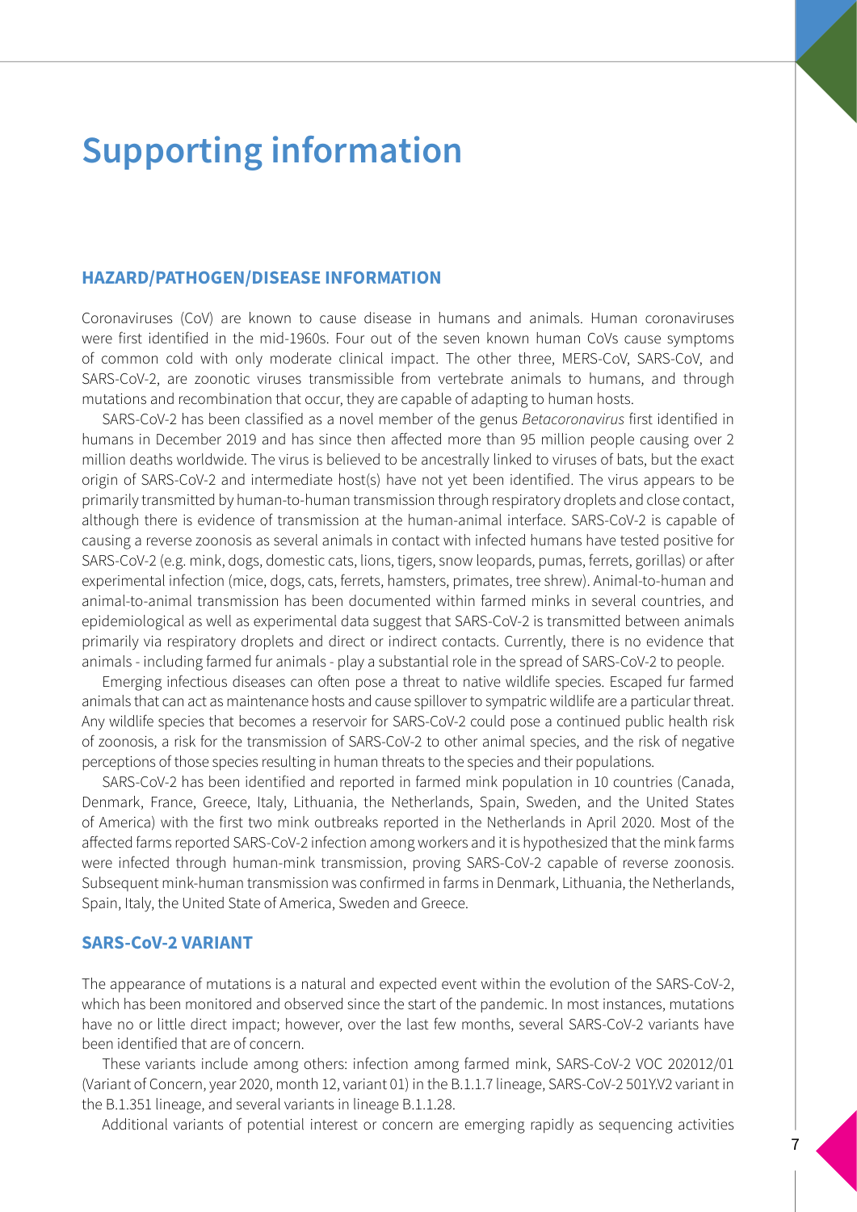# Supporting information

## HAZARD/PATHOGEN/DISEASE INFORMATION

Coronaviruses (CoV) are known to cause disease in humans and animals. Human coronaviruses were first identified in the mid-1960s. Four out of the seven known human CoVs cause symptoms of common cold with only moderate clinical impact. The other three, MERS-CoV, SARS-CoV, and SARS-CoV-2, are zoonotic viruses transmissible from vertebrate animals to humans, and through mutations and recombination that occur, they are capable of adapting to human hosts.

SARS-CoV-2 has been classified as a novel member of the genus *Betacoronavirus* first identified in humans in December 2019 and has since then affected more than 95 million people causing over 2 million deaths worldwide. The virus is believed to be ancestrally linked to viruses of bats, but the exact origin of SARS-CoV-2 and intermediate host(s) have not yet been identified. The virus appears to be primarily transmitted by human-to-human transmission through respiratory droplets and close contact, although there is evidence of transmission at the human-animal interface. SARS-CoV-2 is capable of causing a reverse zoonosis as several animals in contact with infected humans have tested positive for SARS-CoV-2 (e.g. mink, dogs, domestic cats, lions, tigers, snow leopards, pumas, ferrets, gorillas) or after experimental infection (mice, dogs, cats, ferrets, hamsters, primates, tree shrew). Animal-to-human and animal-to-animal transmission has been documented within farmed minks in several countries, and epidemiological as well as experimental data suggest that SARS-CoV-2 is transmitted between animals primarily via respiratory droplets and direct or indirect contacts. Currently, there is no evidence that animals - including farmed fur animals - play a substantial role in the spread of SARS-CoV-2 to people.

Emerging infectious diseases can often pose a threat to native wildlife species. Escaped fur farmed animals that can act as maintenance hosts and cause spillover to sympatric wildlife are a particular threat. Any wildlife species that becomes a reservoir for SARS-CoV-2 could pose a continued public health risk of zoonosis, a risk for the transmission of SARS-CoV-2 to other animal species, and the risk of negative perceptions of those species resulting in human threats to the species and their populations.

SARS-CoV-2 has been identified and reported in farmed mink population in 10 countries (Canada, Denmark, France, Greece, Italy, Lithuania, the Netherlands, Spain, Sweden, and the United States of America) with the first two mink outbreaks reported in the Netherlands in April 2020. Most of the affected farms reported SARS-CoV-2 infection among workers and it is hypothesized that the mink farms were infected through human-mink transmission, proving SARS-CoV-2 capable of reverse zoonosis. Subsequent mink-human transmission was confirmed in farms in Denmark, Lithuania, the Netherlands, Spain, Italy, the United State of America, Sweden and Greece.

## SARS-CoV-2 VARIANT

The appearance of mutations is a natural and expected event within the evolution of the SARS-CoV-2, which has been monitored and observed since the start of the pandemic. In most instances, mutations have no or little direct impact; however, over the last few months, several SARS-CoV-2 variants have been identified that are of concern.

These variants include among others: infection among farmed mink, SARS-CoV-2 VOC 202012/01 (Variant of Concern, year 2020, month 12, variant 01) in the B.1.1.7 lineage, SARS-CoV-2 501Y.V2 variant in the B.1.351 lineage, and several variants in lineage B.1.1.28.

Additional variants of potential interest or concern are emerging rapidly as sequencing activities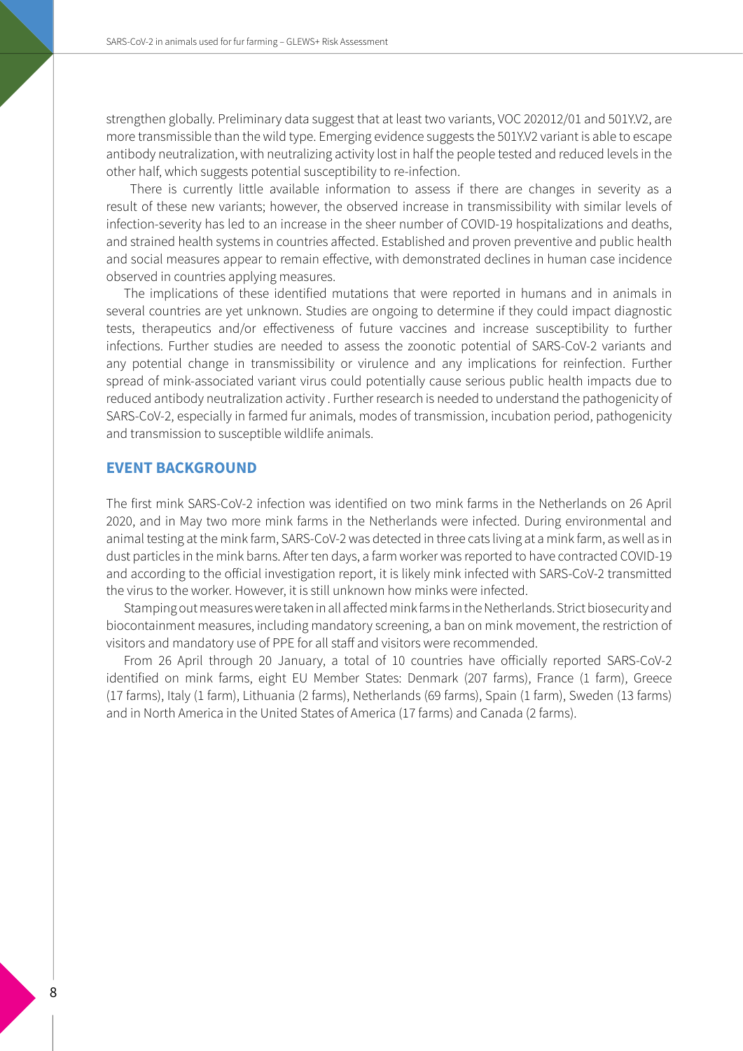strengthen globally. Preliminary data suggest that at least two variants, VOC 202012/01 and 501Y.V2, are more transmissible than the wild type. Emerging evidence suggests the 501Y.V2 variant is able to escape antibody neutralization, with neutralizing activity lost in half the people tested and reduced levels in the other half, which suggests potential susceptibility to re-infection.

There is currently little available information to assess if there are changes in severity as a result of these new variants; however, the observed increase in transmissibility with similar levels of infection-severity has led to an increase in the sheer number of COVID-19 hospitalizations and deaths, and strained health systems in countries affected. Established and proven preventive and public health and social measures appear to remain effective, with demonstrated declines in human case incidence observed in countries applying measures.

The implications of these identified mutations that were reported in humans and in animals in several countries are yet unknown. Studies are ongoing to determine if they could impact diagnostic tests, therapeutics and/or effectiveness of future vaccines and increase susceptibility to further infections. Further studies are needed to assess the zoonotic potential of SARS-CoV-2 variants and any potential change in transmissibility or virulence and any implications for reinfection. Further spread of mink-associated variant virus could potentially cause serious public health impacts due to reduced antibody neutralization activity . Further research is needed to understand the pathogenicity of SARS-CoV-2, especially in farmed fur animals, modes of transmission, incubation period, pathogenicity and transmission to susceptible wildlife animals.

## EVENT BACKGROUND

The first mink SARS-CoV-2 infection was identified on two mink farms in the Netherlands on 26 April 2020, and in May two more mink farms in the Netherlands were infected. During environmental and animal testing at the mink farm, SARS-CoV-2 was detected in three cats living at a mink farm, as well as in dust particles in the mink barns. After ten days, a farm worker was reported to have contracted COVID-19 and according to the official investigation report, it is likely mink infected with SARS-CoV-2 transmitted the virus to the worker. However, it is still unknown how minks were infected.

Stamping out measures were taken in all affected mink farms in the Netherlands. Strict biosecurity and biocontainment measures, including mandatory screening, a ban on mink movement, the restriction of visitors and mandatory use of PPE for all staff and visitors were recommended.

From 26 April through 20 January, a total of 10 countries have officially reported SARS-CoV-2 identified on mink farms, eight EU Member States: Denmark (207 farms), France (1 farm), Greece (17 farms), Italy (1 farm), Lithuania (2 farms), Netherlands (69 farms), Spain (1 farm), Sweden (13 farms) and in North America in the United States of America (17 farms) and Canada (2 farms).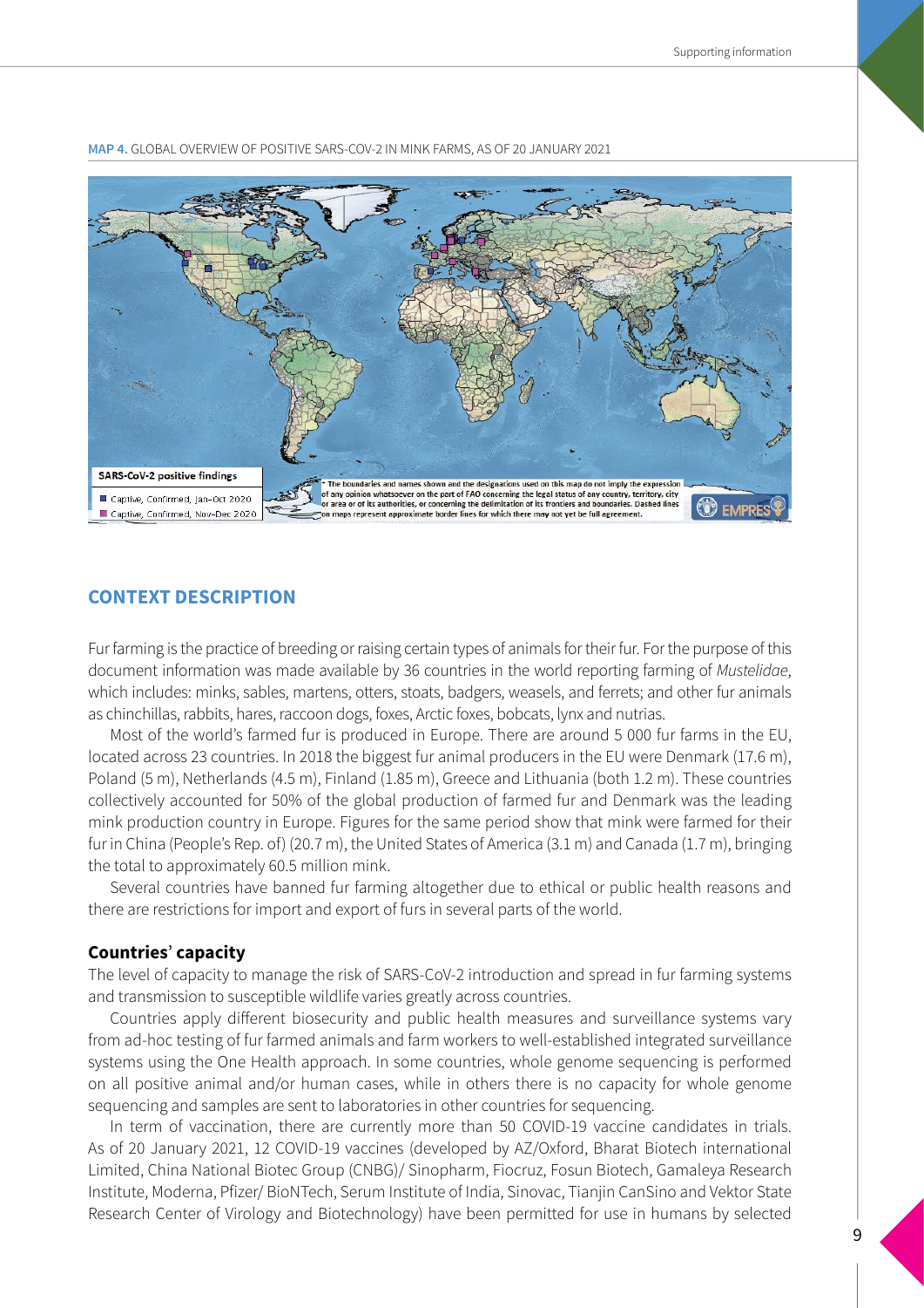MAP 4. GLOBAL OVERVIEW OF POSITIVE SARS-COV-2 IN MINK FARMS, AS OF 20 JANUARY 2021

SARS-CoV-2 positive findings

Captive, Confirmed, Jan–Oct 2020

Captive, Confirmed, Nov–Dec 2020

* The boundaries and names shown and the designations used on this map do not imply the expression of any opinion whatsoever on the part of FAO concerning the legal status of any country, territory, city or area or of its authorities, or concerning the delimitation of its frontiers and boundaries. Dashed lines on maps represent approximate border lines for which there may not yet be full agreement.

EMPRES

## CONTEXT DESCRIPTION

Fur farming is the practice of breeding or raising certain types of animals for their fur. For the purpose of this document information was made available by 36 countries in the world reporting farming of *Mustelidae*, which includes: minks, sables, martens, otters, stoats, badgers, weasels, and ferrets; and other fur animals as chinchillas, rabbits, hares, raccoon dogs, foxes, Arctic foxes, bobcats, lynx and nutrias.

Most of the world's farmed fur is produced in Europe. There are around 5 000 fur farms in the EU, located across 23 countries. In 2018 the biggest fur animal producers in the EU were Denmark (17.6 m), Poland (5 m), Netherlands (4.5 m), Finland (1.85 m), Greece and Lithuania (both 1.2 m). These countries collectively accounted for 50% of the global production of farmed fur and Denmark was the leading mink production country in Europe. Figures for the same period show that mink were farmed for their fur in China (People's Rep. of) (20.7 m), the United States of America (3.1 m) and Canada (1.7 m), bringing the total to approximately 60.5 million mink.

Several countries have banned fur farming altogether due to ethical or public health reasons and there are restrictions for import and export of furs in several parts of the world.

### Countries' capacity

The level of capacity to manage the risk of SARS-CoV-2 introduction and spread in fur farming systems and transmission to susceptible wildlife varies greatly across countries.

Countries apply different biosecurity and public health measures and surveillance systems vary from ad-hoc testing of fur farmed animals and farm workers to well-established integrated surveillance systems using the One Health approach. In some countries, whole genome sequencing is performed on all positive animal and/or human cases, while in others there is no capacity for whole genome sequencing and samples are sent to laboratories in other countries for sequencing.

In term of vaccination, there are currently more than 50 COVID-19 vaccine candidates in trials. As of 20 January 2021, 12 COVID-19 vaccines (developed by AZ/Oxford, Bharat Biotech international Limited, China National Biotec Group (CNBG)/ Sinopharm, Fiocruz, Fosun Biotech, Gamaleya Research Institute, Moderna, Pfizer/ BioNTech, Serum Institute of India, Sinovac, Tianjin CanSino and Vektor State Research Center of Virology and Biotechnology) have been permitted for use in humans by selected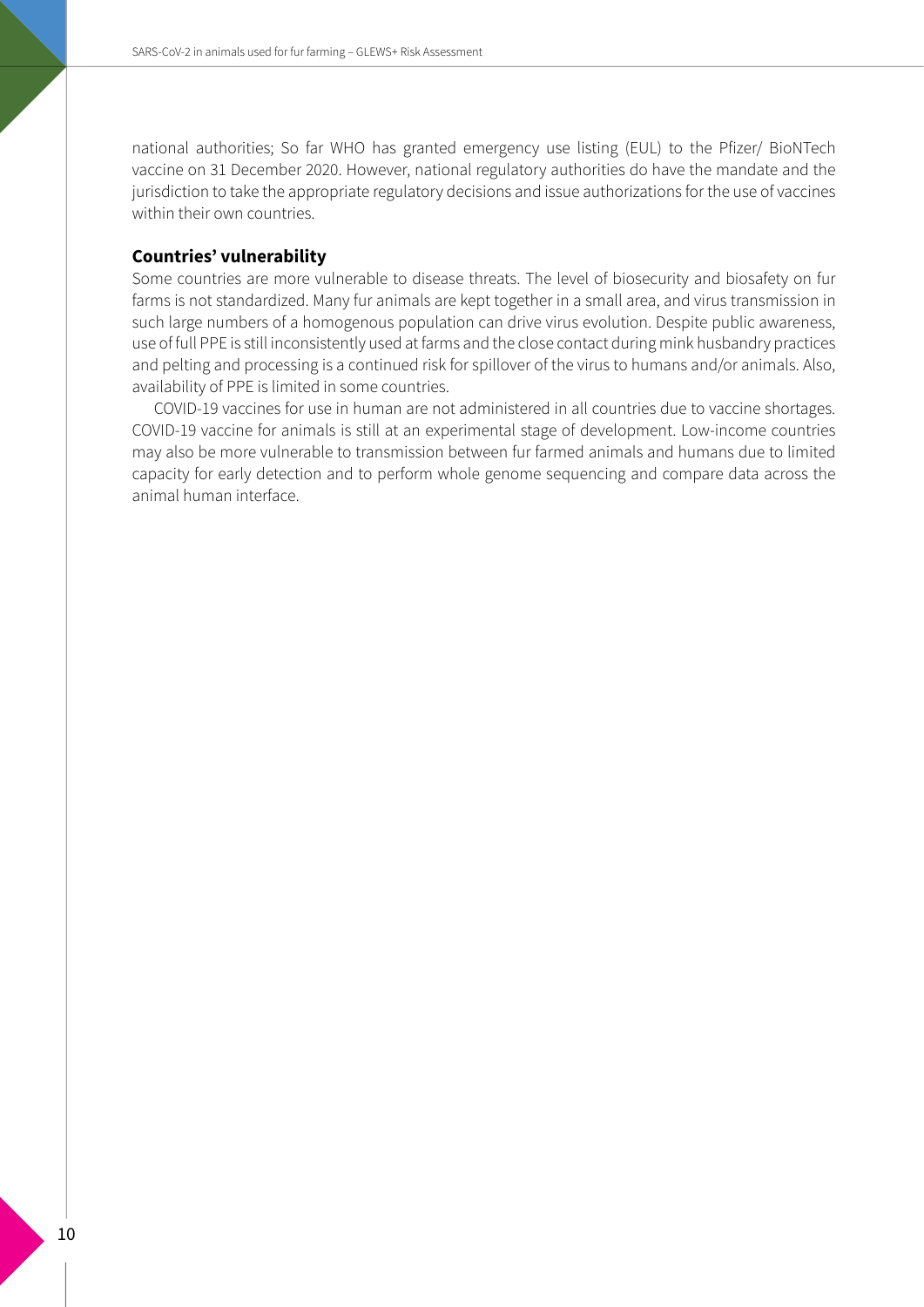national authorities; So far WHO has granted emergency use listing (EUL) to the Pfizer/ BioNTech vaccine on 31 December 2020. However, national regulatory authorities do have the mandate and the jurisdiction to take the appropriate regulatory decisions and issue authorizations for the use of vaccines within their own countries.

### Countries' vulnerability

Some countries are more vulnerable to disease threats. The level of biosecurity and biosafety on fur farms is not standardized. Many fur animals are kept together in a small area, and virus transmission in such large numbers of a homogenous population can drive virus evolution. Despite public awareness, use of full PPE is still inconsistently used at farms and the close contact during mink husbandry practices and pelting and processing is a continued risk for spillover of the virus to humans and/or animals. Also, availability of PPE is limited in some countries.

COVID-19 vaccines for use in human are not administered in all countries due to vaccine shortages. COVID-19 vaccine for animals is still at an experimental stage of development. Low-income countries may also be more vulnerable to transmission between fur farmed animals and humans due to limited capacity for early detection and to perform whole genome sequencing and compare data across the animal human interface.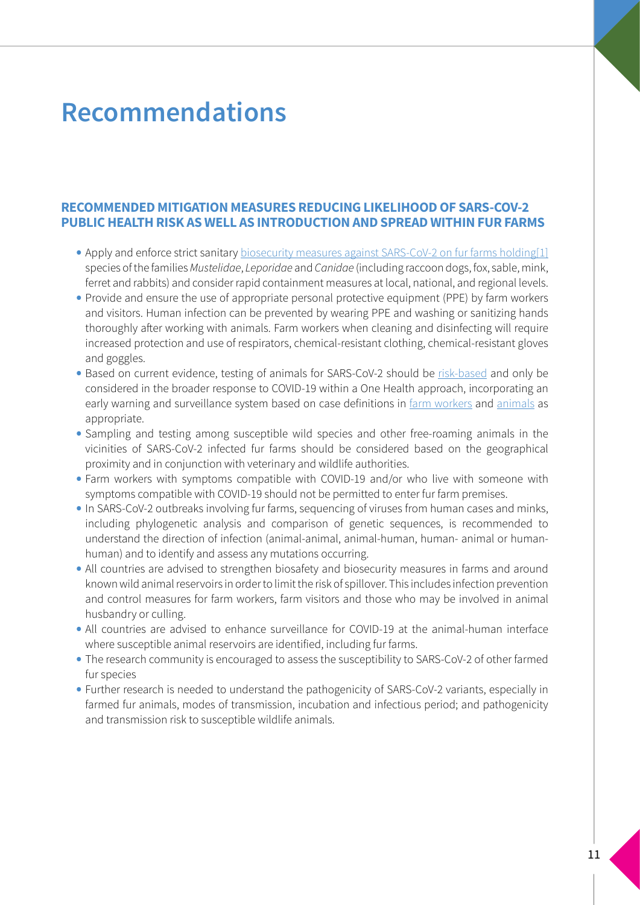# Recommendations

### RECOMMENDED MITIGATION MEASURES REDUCING LIKELIHOOD OF SARS-COV-2 PUBLIC HEALTH RISK AS WELL AS INTRODUCTION AND SPREAD WITHIN FUR FARMS

- Apply and enforce strict sanitary biosecurity measures against SARS-CoV-2 on fur farms holding[1] species of the families *Mustelidae*, *Leporidae* and *Canidae* (including raccoon dogs, fox, sable, mink, ferret and rabbits) and consider rapid containment measures at local, national, and regional levels.
- Provide and ensure the use of appropriate personal protective equipment (PPE) by farm workers and visitors. Human infection can be prevented by wearing PPE and washing or sanitizing hands thoroughly after working with animals. Farm workers when cleaning and disinfecting will require increased protection and use of respirators, chemical-resistant clothing, chemical-resistant gloves and goggles.
- Based on current evidence, testing of animals for SARS-CoV-2 should be risk-based and only be considered in the broader response to COVID-19 within a One Health approach, incorporating an early warning and surveillance system based on case definitions in farm workers and animals as appropriate.
- Sampling and testing among susceptible wild species and other free-roaming animals in the vicinities of SARS-CoV-2 infected fur farms should be considered based on the geographical proximity and in conjunction with veterinary and wildlife authorities.
- Farm workers with symptoms compatible with COVID-19 and/or who live with someone with symptoms compatible with COVID-19 should not be permitted to enter fur farm premises.
- In SARS-CoV-2 outbreaks involving fur farms, sequencing of viruses from human cases and minks, including phylogenetic analysis and comparison of genetic sequences, is recommended to understand the direction of infection (animal-animal, animal-human, human- animal or human-human) and to identify and assess any mutations occurring.
- All countries are advised to strengthen biosafety and biosecurity measures in farms and around known wild animal reservoirs in order to limit the risk of spillover. This includes infection prevention and control measures for farm workers, farm visitors and those who may be involved in animal husbandry or culling.
- All countries are advised to enhance surveillance for COVID-19 at the animal-human interface where susceptible animal reservoirs are identified, including fur farms.
- The research community is encouraged to assess the susceptibility to SARS-CoV-2 of other farmed fur species
- Further research is needed to understand the pathogenicity of SARS-CoV-2 variants, especially in farmed fur animals, modes of transmission, incubation and infectious period; and pathogenicity and transmission risk to susceptible wildlife animals.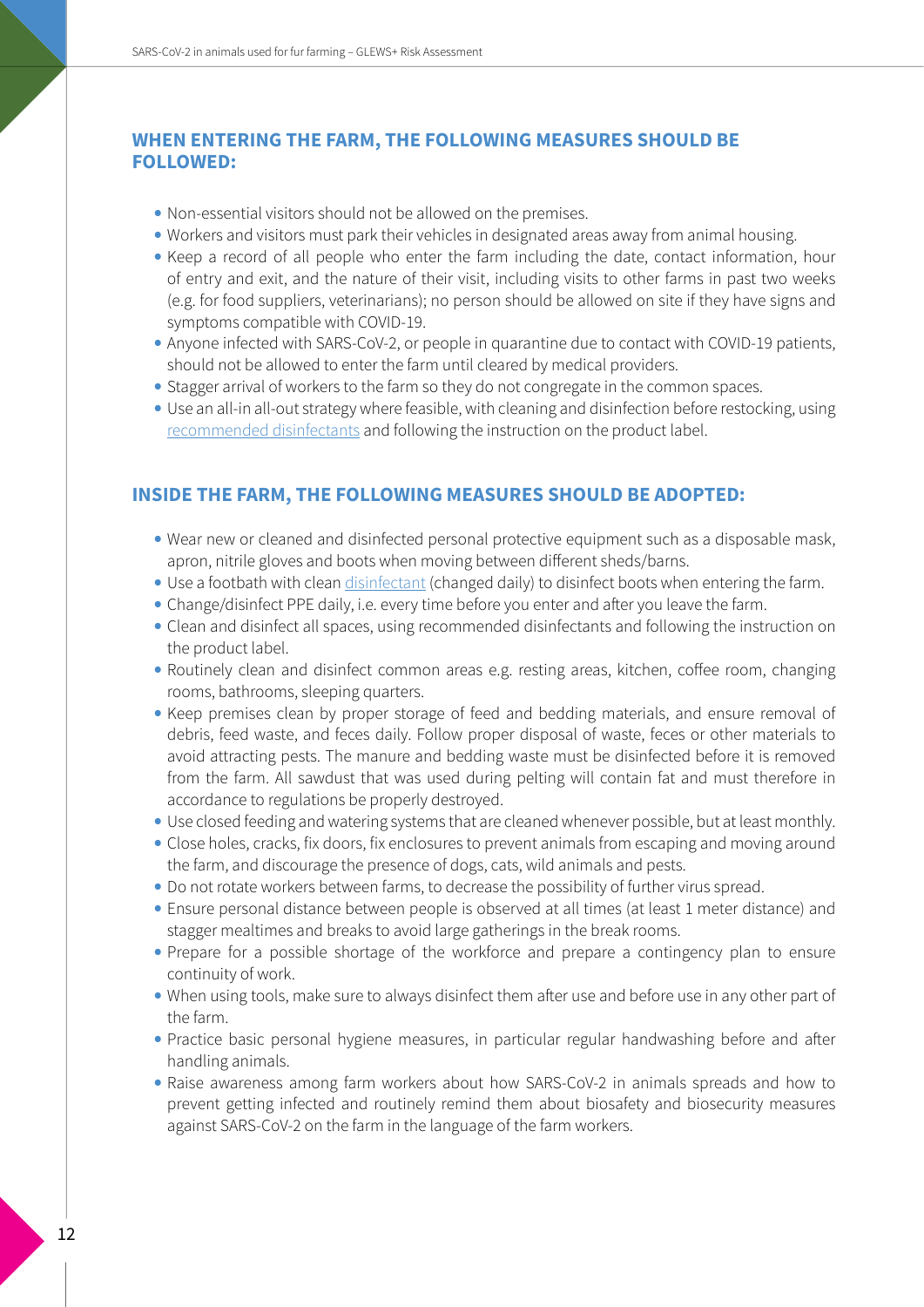### WHEN ENTERING THE FARM, THE FOLLOWING MEASURES SHOULD BE FOLLOWED:

- Non-essential visitors should not be allowed on the premises.
- Workers and visitors must park their vehicles in designated areas away from animal housing.
- Keep a record of all people who enter the farm including the date, contact information, hour of entry and exit, and the nature of their visit, including visits to other farms in past two weeks (e.g. for food suppliers, veterinarians); no person should be allowed on site if they have signs and symptoms compatible with COVID-19.
- Anyone infected with SARS-CoV-2, or people in quarantine due to contact with COVID-19 patients, should not be allowed to enter the farm until cleared by medical providers.
- Stagger arrival of workers to the farm so they do not congregate in the common spaces.
- Use an all-in all-out strategy where feasible, with cleaning and disinfection before restocking, using recommended disinfectants and following the instruction on the product label.

### INSIDE THE FARM, THE FOLLOWING MEASURES SHOULD BE ADOPTED:

- Wear new or cleaned and disinfected personal protective equipment such as a disposable mask, apron, nitrile gloves and boots when moving between different sheds/barns.
- Use a footbath with clean disinfectant (changed daily) to disinfect boots when entering the farm.
- Change/disinfect PPE daily, i.e. every time before you enter and after you leave the farm.
- Clean and disinfect all spaces, using recommended disinfectants and following the instruction on the product label.
- Routinely clean and disinfect common areas e.g. resting areas, kitchen, coffee room, changing rooms, bathrooms, sleeping quarters.
- Keep premises clean by proper storage of feed and bedding materials, and ensure removal of debris, feed waste, and feces daily. Follow proper disposal of waste, feces or other materials to avoid attracting pests. The manure and bedding waste must be disinfected before it is removed from the farm. All sawdust that was used during pelting will contain fat and must therefore in accordance to regulations be properly destroyed.
- Use closed feeding and watering systems that are cleaned whenever possible, but at least monthly.
- Close holes, cracks, fix doors, fix enclosures to prevent animals from escaping and moving around the farm, and discourage the presence of dogs, cats, wild animals and pests.
- Do not rotate workers between farms, to decrease the possibility of further virus spread.
- Ensure personal distance between people is observed at all times (at least 1 meter distance) and stagger mealtimes and breaks to avoid large gatherings in the break rooms.
- Prepare for a possible shortage of the workforce and prepare a contingency plan to ensure continuity of work.
- When using tools, make sure to always disinfect them after use and before use in any other part of the farm.
- Practice basic personal hygiene measures, in particular regular handwashing before and after handling animals.
- Raise awareness among farm workers about how SARS-CoV-2 in animals spreads and how to prevent getting infected and routinely remind them about biosafety and biosecurity measures against SARS-CoV-2 on the farm in the language of the farm workers.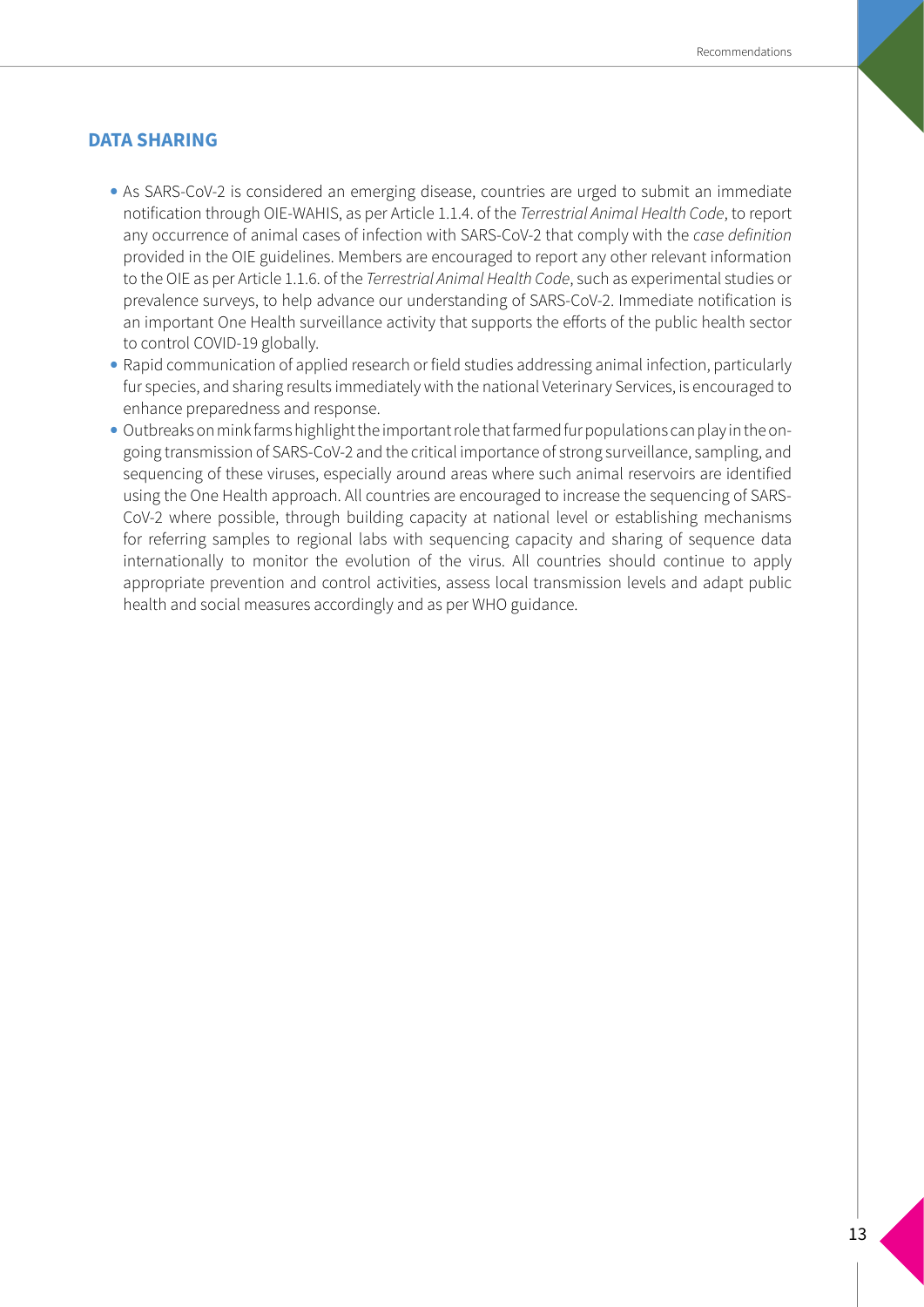## DATA SHARING

- As SARS-CoV-2 is considered an emerging disease, countries are urged to submit an immediate notification through OIE-WAHIS, as per Article 1.1.4. of the *Terrestrial Animal Health Code*, to report any occurrence of animal cases of infection with SARS-CoV-2 that comply with the *case definition* provided in the OIE guidelines. Members are encouraged to report any other relevant information to the OIE as per Article 1.1.6. of the *Terrestrial Animal Health Code*, such as experimental studies or prevalence surveys, to help advance our understanding of SARS-CoV-2. Immediate notification is an important One Health surveillance activity that supports the efforts of the public health sector to control COVID-19 globally.
- Rapid communication of applied research or field studies addressing animal infection, particularly fur species, and sharing results immediately with the national Veterinary Services, is encouraged to enhance preparedness and response.
- Outbreaks on mink farms highlight the important role that farmed fur populations can play in the on-going transmission of SARS-CoV-2 and the critical importance of strong surveillance, sampling, and sequencing of these viruses, especially around areas where such animal reservoirs are identified using the One Health approach. All countries are encouraged to increase the sequencing of SARS-CoV-2 where possible, through building capacity at national level or establishing mechanisms for referring samples to regional labs with sequencing capacity and sharing of sequence data internationally to monitor the evolution of the virus. All countries should continue to apply appropriate prevention and control activities, assess local transmission levels and adapt public health and social measures accordingly and as per WHO guidance.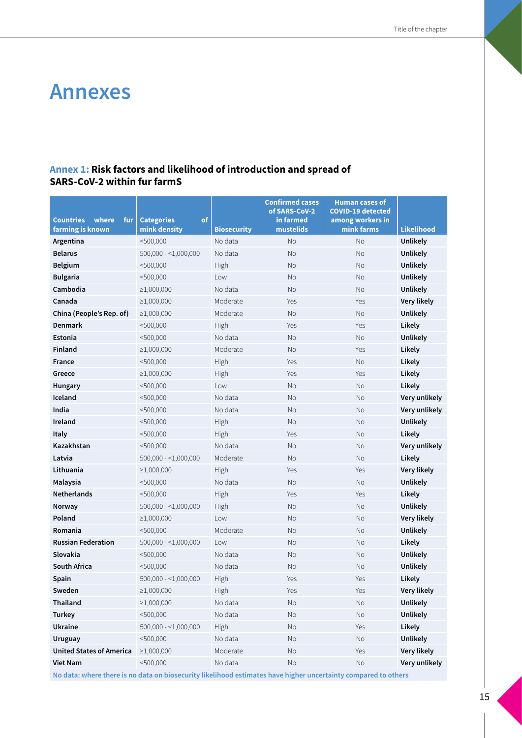# Annexes

### Annex 1: Risk factors and likelihood of introduction and spread of SARS-CoV-2 within fur farmS

| Countries where fur farming is known | Categories of mink density | Biosecurity | Confirmed cases of SARS-CoV-2 in farmed mustelids | Human cases of COVID-19 detected among workers in mink farms | Likelihood |
|---|---|---|---|---|---|
| **Argentina** | <500,000 | No data | No | No | **Unlikely** |
| **Belarus** | 500,000 - <1,000,000 | No data | No | No | **Unlikely** |
| **Belgium** | <500,000 | High | No | No | **Unlikely** |
| **Bulgaria** | <500,000 | Low | No | No | **Unlikely** |
| **Cambodia** | ≥1,000,000 | No data | No | No | **Unlikely** |
| **Canada** | ≥1,000,000 | Moderate | Yes | Yes | **Very likely** |
| **China (People's Rep. of)** | ≥1,000,000 | Moderate | No | No | **Unlikely** |
| **Denmark** | <500,000 | High | Yes | Yes | **Likely** |
| **Estonia** | <500,000 | No data | No | No | **Unlikely** |
| **Finland** | ≥1,000,000 | Moderate | No | Yes | **Likely** |
| **France** | <500,000 | High | Yes | No | **Likely** |
| **Greece** | ≥1,000,000 | High | Yes | Yes | **Likely** |
| **Hungary** | <500,000 | Low | No | No | **Likely** |
| **Iceland** | <500,000 | No data | No | No | **Very unlikely** |
| **India** | <500,000 | No data | No | No | **Very unlikely** |
| **Ireland** | <500,000 | High | No | No | **Unlikely** |
| **Italy** | <500,000 | High | Yes | No | **Likely** |
| **Kazakhstan** | <500,000 | No data | No | No | **Very unlikely** |
| **Latvia** | 500,000 - <1,000,000 | Moderate | No | No | **Likely** |
| **Lithuania** | ≥1,000,000 | High | Yes | Yes | **Very likely** |
| **Malaysia** | <500,000 | No data | No | No | **Unlikely** |
| **Netherlands** | <500,000 | High | Yes | Yes | **Likely** |
| **Norway** | 500,000 - <1,000,000 | High | No | No | **Unlikely** |
| **Poland** | ≥1,000,000 | Low | No | No | **Very likely** |
| **Romania** | <500,000 | Moderate | No | No | **Unlikely** |
| **Russian Federation** | 500,000 - <1,000,000 | Low | No | No | **Likely** |
| **Slovakia** | <500,000 | No data | No | No | **Unlikely** |
| **South Africa** | <500,000 | No data | No | No | **Unlikely** |
| **Spain** | 500,000 - <1,000,000 | High | Yes | Yes | **Likely** |
| **Sweden** | ≥1,000,000 | High | Yes | Yes | **Very likely** |
| **Thailand** | ≥1,000,000 | No data | No | No | **Unlikely** |
| **Turkey** | <500,000 | No data | No | No | **Unlikely** |
| **Ukraine** | 500,000 - <1,000,000 | High | No | Yes | **Likely** |
| **Uruguay** | <500,000 | No data | No | No | **Unlikely** |
| **United States of America** | ≥1,000,000 | Moderate | No | Yes | **Very likely** |
| **Viet Nam** | <500,000 | No data | No | No | **Very unlikely** |

No data: where there is no data on biosecurity likelihood estimates have higher uncertainty compared to others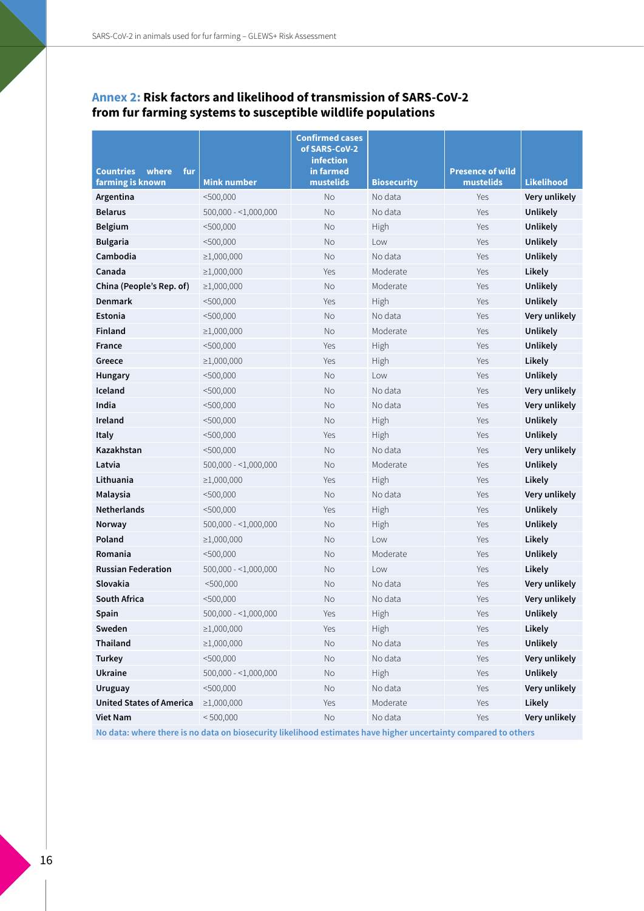## Annex 2: Risk factors and likelihood of transmission of SARS-CoV-2 from fur farming systems to susceptible wildlife populations

| Countries where fur farming is known | Mink number | Confirmed cases of SARS-CoV-2 infection in farmed mustelids | Biosecurity | Presence of wild mustelids | Likelihood |
|---|---|---|---|---|---|
| **Argentina** | <500,000 | No | No data | Yes | **Very unlikely** |
| **Belarus** | 500,000 - <1,000,000 | No | No data | Yes | **Unlikely** |
| **Belgium** | <500,000 | No | High | Yes | **Unlikely** |
| **Bulgaria** | <500,000 | No | Low | Yes | **Unlikely** |
| **Cambodia** | ≥1,000,000 | No | No data | Yes | **Unlikely** |
| **Canada** | ≥1,000,000 | Yes | Moderate | Yes | **Likely** |
| **China (People's Rep. of)** | ≥1,000,000 | No | Moderate | Yes | **Unlikely** |
| **Denmark** | <500,000 | Yes | High | Yes | **Unlikely** |
| **Estonia** | <500,000 | No | No data | Yes | **Very unlikely** |
| **Finland** | ≥1,000,000 | No | Moderate | Yes | **Unlikely** |
| **France** | <500,000 | Yes | High | Yes | **Unlikely** |
| **Greece** | ≥1,000,000 | Yes | High | Yes | **Likely** |
| **Hungary** | <500,000 | No | Low | Yes | **Unlikely** |
| **Iceland** | <500,000 | No | No data | Yes | **Very unlikely** |
| **India** | <500,000 | No | No data | Yes | **Very unlikely** |
| **Ireland** | <500,000 | No | High | Yes | **Unlikely** |
| **Italy** | <500,000 | Yes | High | Yes | **Unlikely** |
| **Kazakhstan** | <500,000 | No | No data | Yes | **Very unlikely** |
| **Latvia** | 500,000 - <1,000,000 | No | Moderate | Yes | **Unlikely** |
| **Lithuania** | ≥1,000,000 | Yes | High | Yes | **Likely** |
| **Malaysia** | <500,000 | No | No data | Yes | **Very unlikely** |
| **Netherlands** | <500,000 | Yes | High | Yes | **Unlikely** |
| **Norway** | 500,000 - <1,000,000 | No | High | Yes | **Unlikely** |
| **Poland** | ≥1,000,000 | No | Low | Yes | **Likely** |
| **Romania** | <500,000 | No | Moderate | Yes | **Unlikely** |
| **Russian Federation** | 500,000 - <1,000,000 | No | Low | Yes | **Likely** |
| **Slovakia** | <500,000 | No | No data | Yes | **Very unlikely** |
| **South Africa** | <500,000 | No | No data | Yes | **Very unlikely** |
| **Spain** | 500,000 - <1,000,000 | Yes | High | Yes | **Unlikely** |
| **Sweden** | ≥1,000,000 | Yes | High | Yes | **Likely** |
| **Thailand** | ≥1,000,000 | No | No data | Yes | **Unlikely** |
| **Turkey** | <500,000 | No | No data | Yes | **Very unlikely** |
| **Ukraine** | 500,000 - <1,000,000 | No | High | Yes | **Unlikely** |
| **Uruguay** | <500,000 | No | No data | Yes | **Very unlikely** |
| **United States of America** | ≥1,000,000 | Yes | Moderate | Yes | **Likely** |
| **Viet Nam** | < 500,000 | No | No data | Yes | **Very unlikely** |

**No data: where there is no data on biosecurity likelihood estimates have higher uncertainty compared to others**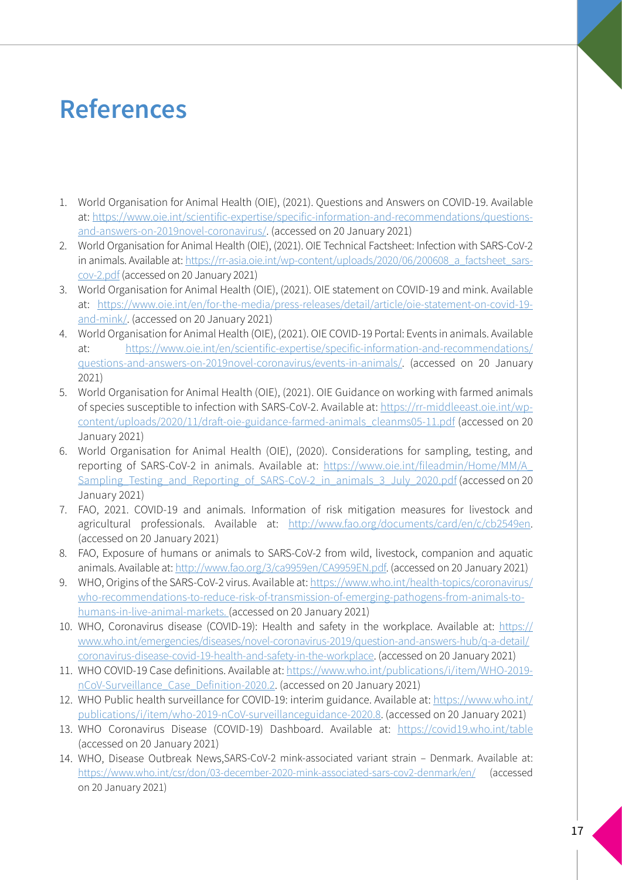# References

1. World Organisation for Animal Health (OIE), (2021). Questions and Answers on COVID-19. Available at: https://www.oie.int/scientific-expertise/specific-information-and-recommendations/questions-and-answers-on-2019novel-coronavirus/. (accessed on 20 January 2021)
2. World Organisation for Animal Health (OIE), (2021). OIE Technical Factsheet: Infection with SARS-CoV-2 in animals. Available at: https://rr-asia.oie.int/wp-content/uploads/2020/06/200608_a_factsheet_sars-cov-2.pdf (accessed on 20 January 2021)
3. World Organisation for Animal Health (OIE), (2021). OIE statement on COVID-19 and mink. Available at: https://www.oie.int/en/for-the-media/press-releases/detail/article/oie-statement-on-covid-19-and-mink/. (accessed on 20 January 2021)
4. World Organisation for Animal Health (OIE), (2021). OIE COVID-19 Portal: Events in animals. Available at: https://www.oie.int/en/scientific-expertise/specific-information-and-recommendations/questions-and-answers-on-2019novel-coronavirus/events-in-animals/. (accessed on 20 January 2021)
5. World Organisation for Animal Health (OIE), (2021). OIE Guidance on working with farmed animals of species susceptible to infection with SARS-CoV-2. Available at: https://rr-middleeast.oie.int/wp-content/uploads/2020/11/draft-oie-guidance-farmed-animals_cleanms05-11.pdf (accessed on 20 January 2021)
6. World Organisation for Animal Health (OIE), (2020). Considerations for sampling, testing, and reporting of SARS-CoV-2 in animals. Available at: https://www.oie.int/fileadmin/Home/MM/A_Sampling_Testing_and_Reporting_of_SARS-CoV-2_in_animals_3_July_2020.pdf (accessed on 20 January 2021)
7. FAO, 2021. COVID-19 and animals. Information of risk mitigation measures for livestock and agricultural professionals. Available at: http://www.fao.org/documents/card/en/c/cb2549en. (accessed on 20 January 2021)
8. FAO, Exposure of humans or animals to SARS-CoV-2 from wild, livestock, companion and aquatic animals. Available at: http://www.fao.org/3/ca9959en/CA9959EN.pdf. (accessed on 20 January 2021)
9. WHO, Origins of the SARS-CoV-2 virus. Available at: https://www.who.int/health-topics/coronavirus/who-recommendations-to-reduce-risk-of-transmission-of-emerging-pathogens-from-animals-to-humans-in-live-animal-markets. (accessed on 20 January 2021)
10. WHO, Coronavirus disease (COVID-19): Health and safety in the workplace. Available at: https://www.who.int/emergencies/diseases/novel-coronavirus-2019/question-and-answers-hub/q-a-detail/coronavirus-disease-covid-19-health-and-safety-in-the-workplace. (accessed on 20 January 2021)
11. WHO COVID-19 Case definitions. Available at: https://www.who.int/publications/i/item/WHO-2019-nCoV-Surveillance_Case_Definition-2020.2. (accessed on 20 January 2021)
12. WHO Public health surveillance for COVID-19: interim guidance. Available at: https://www.who.int/publications/i/item/who-2019-nCoV-surveillanceguidance-2020.8. (accessed on 20 January 2021)
13. WHO Coronavirus Disease (COVID-19) Dashboard. Available at: https://covid19.who.int/table (accessed on 20 January 2021)
14. WHO, Disease Outbreak News,SARS-CoV-2 mink-associated variant strain – Denmark. Available at: https://www.who.int/csr/don/03-december-2020-mink-associated-sars-cov2-denmark/en/ (accessed on 20 January 2021)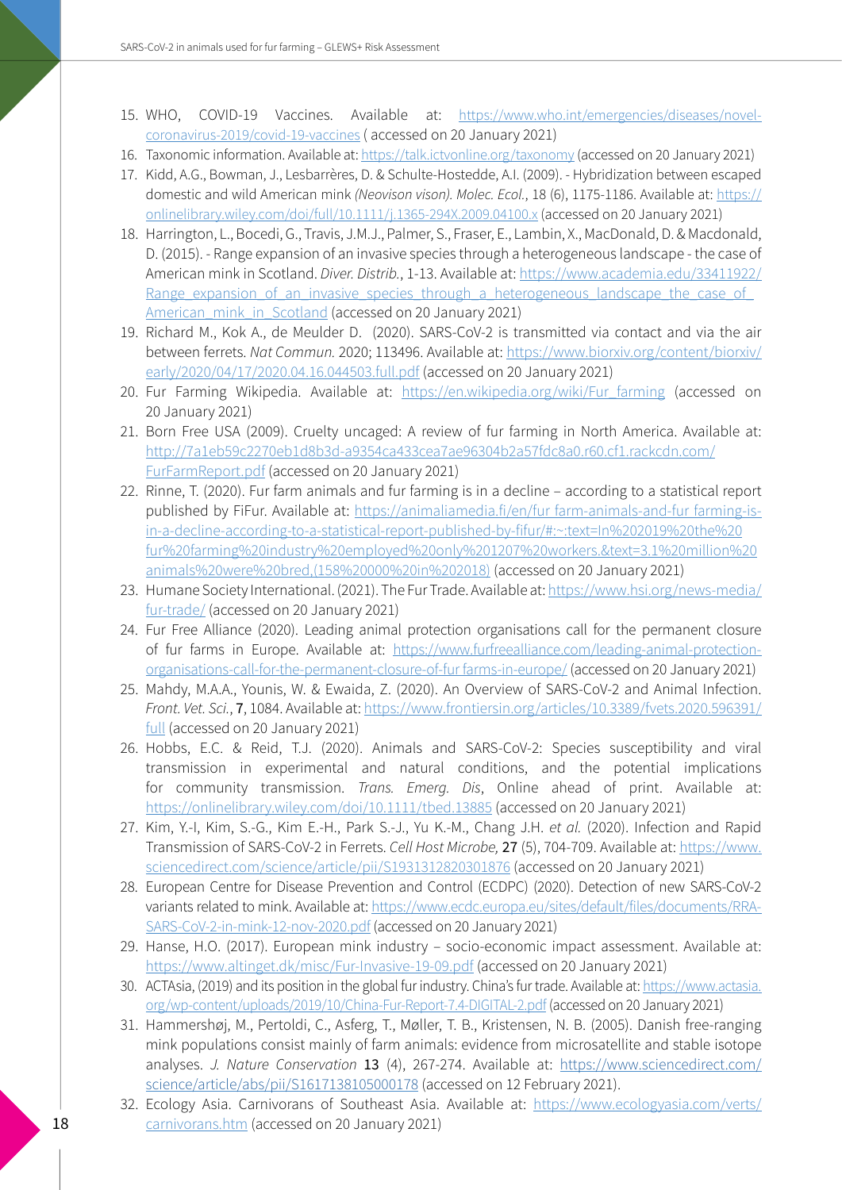15. WHO, COVID-19 Vaccines. Available at: https://www.who.int/emergencies/diseases/novel-coronavirus-2019/covid-19-vaccines ( accessed on 20 January 2021)
16. Taxonomic information. Available at: https://talk.ictvonline.org/taxonomy (accessed on 20 January 2021)
17. Kidd, A.G., Bowman, J., Lesbarrères, D. & Schulte-Hostedde, A.I. (2009). - Hybridization between escaped domestic and wild American mink *(Neovison vison). Molec. Ecol.*, 18 (6), 1175-1186. Available at: https://onlinelibrary.wiley.com/doi/full/10.1111/j.1365-294X.2009.04100.x (accessed on 20 January 2021)
18. Harrington, L., Bocedi, G., Travis, J.M.J., Palmer, S., Fraser, E., Lambin, X., MacDonald, D. & Macdonald, D. (2015). - Range expansion of an invasive species through a heterogeneous landscape - the case of American mink in Scotland. *Diver. Distrib.*, 1-13. Available at: https://www.academia.edu/33411922/Range_expansion_of_an_invasive_species_through_a_heterogeneous_landscape_the_case_of_American_mink_in_Scotland (accessed on 20 January 2021)
19. Richard M., Kok A., de Meulder D. (2020). SARS-CoV-2 is transmitted via contact and via the air between ferrets. *Nat Commun.* 2020; 113496. Available at: https://www.biorxiv.org/content/biorxiv/early/2020/04/17/2020.04.16.044503.full.pdf (accessed on 20 January 2021)
20. Fur Farming Wikipedia. Available at: https://en.wikipedia.org/wiki/Fur_farming (accessed on 20 January 2021)
21. Born Free USA (2009). Cruelty uncaged: A review of fur farming in North America. Available at: http://7a1eb59c2270eb1d8b3d-a9354ca433cea7ae96304b2a57fdc8a0.r60.cf1.rackcdn.com/FurFarmReport.pdf (accessed on 20 January 2021)
22. Rinne, T. (2020). Fur farm animals and fur farming is in a decline – according to a statistical report published by FiFur. Available at: https://animaliamedia.fi/en/fur farm-animals-and-fur farming-is-in-a-decline-according-to-a-statistical-report-published-by-fifur/#:~:text=In%202019%20the%20fur%20farming%20industry%20employed%20only%201207%20workers.&text=3.1%20million%20animals%20were%20bred,(158%20000%20in%202018) (accessed on 20 January 2021)
23. Humane Society International. (2021). The Fur Trade. Available at: https://www.hsi.org/news-media/fur-trade/ (accessed on 20 January 2021)
24. Fur Free Alliance (2020). Leading animal protection organisations call for the permanent closure of fur farms in Europe. Available at: https://www.furfreealliance.com/leading-animal-protection-organisations-call-for-the-permanent-closure-of-fur farms-in-europe/ (accessed on 20 January 2021)
25. Mahdy, M.A.A., Younis, W. & Ewaida, Z. (2020). An Overview of SARS-CoV-2 and Animal Infection. *Front. Vet. Sci.*, **7**, 1084. Available at: https://www.frontiersin.org/articles/10.3389/fvets.2020.596391/full (accessed on 20 January 2021)
26. Hobbs, E.C. & Reid, T.J. (2020). Animals and SARS-CoV-2: Species susceptibility and viral transmission in experimental and natural conditions, and the potential implications for community transmission. *Trans. Emerg. Dis*, Online ahead of print. Available at: https://onlinelibrary.wiley.com/doi/10.1111/tbed.13885 (accessed on 20 January 2021)
27. Kim, Y.-I, Kim, S.-G., Kim E.-H., Park S.-J., Yu K.-M., Chang J.H. *et al.* (2020). Infection and Rapid Transmission of SARS-CoV-2 in Ferrets. *Cell Host Microbe,* **27** (5), 704-709. Available at: https://www.sciencedirect.com/science/article/pii/S1931312820301876 (accessed on 20 January 2021)
28. European Centre for Disease Prevention and Control (ECDPC) (2020). Detection of new SARS-CoV-2 variants related to mink. Available at: https://www.ecdc.europa.eu/sites/default/files/documents/RRA-SARS-CoV-2-in-mink-12-nov-2020.pdf (accessed on 20 January 2021)
29. Hanse, H.O. (2017). European mink industry – socio-economic impact assessment. Available at: https://www.altinget.dk/misc/Fur-Invasive-19-09.pdf (accessed on 20 January 2021)
30. ACTAsia, (2019) and its position in the global fur industry. China's fur trade. Available at: https://www.actasia.org/wp-content/uploads/2019/10/China-Fur-Report-7.4-DIGITAL-2.pdf (accessed on 20 January 2021)
31. Hammershøj, M., Pertoldi, C., Asferg, T., Møller, T. B., Kristensen, N. B. (2005). Danish free-ranging mink populations consist mainly of farm animals: evidence from microsatellite and stable isotope analyses. *J. Nature Conservation* **13** (4), 267-274. Available at: https://www.sciencedirect.com/science/article/abs/pii/S1617138105000178 (accessed on 12 February 2021).
32. Ecology Asia. Carnivorans of Southeast Asia. Available at: https://www.ecologyasia.com/verts/carnivorans.htm (accessed on 20 January 2021)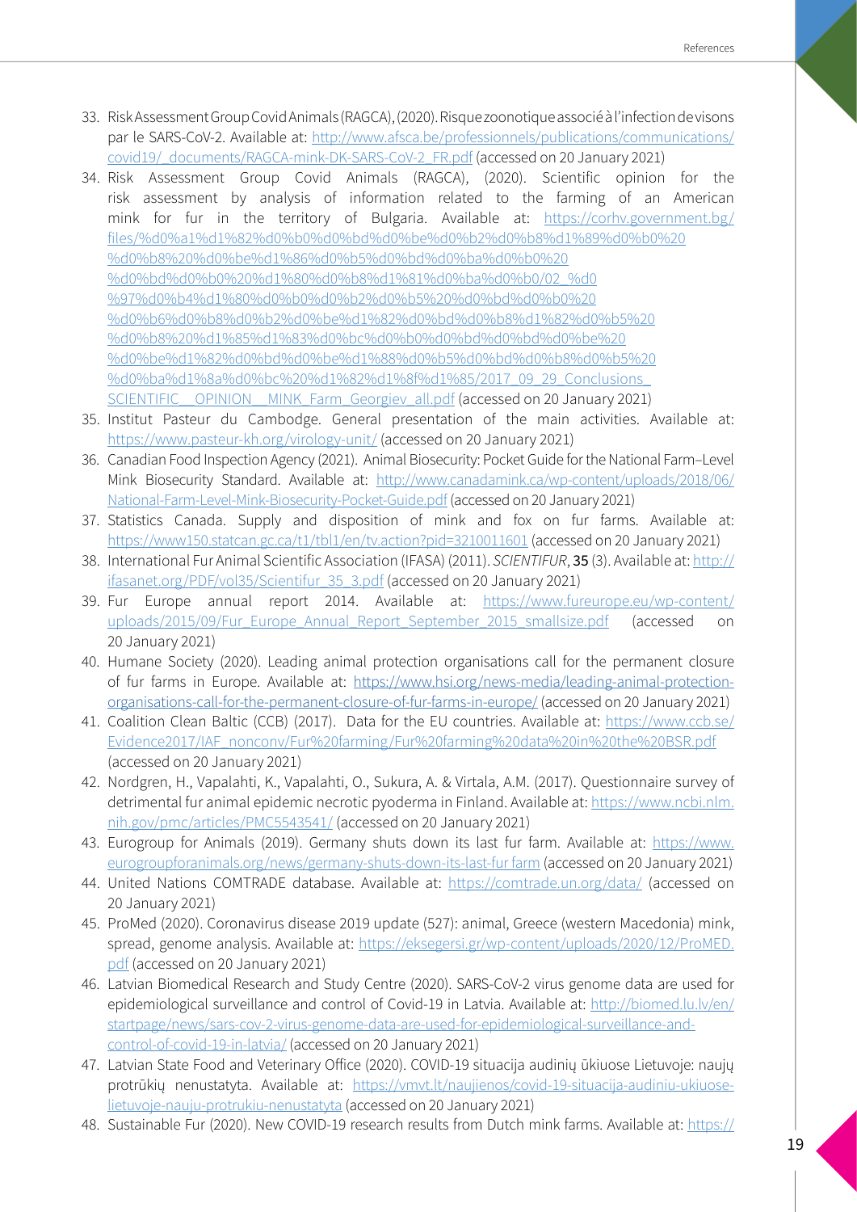33. Risk Assessment Group Covid Animals (RAGCA), (2020). Risque zoonotique associé à l'infection de visons par le SARS-CoV-2. Available at: http://www.afsca.be/professionnels/publications/communications/covid19/_documents/RAGCA-mink-DK-SARS-CoV-2_FR.pdf (accessed on 20 January 2021)
34. Risk Assessment Group Covid Animals (RAGCA), (2020). Scientific opinion for the risk assessment by analysis of information related to the farming of an American mink for fur in the territory of Bulgaria. Available at: https://corhv.government.bg/files/%d0%a1%d1%82%d0%b0%d0%bd%d0%be%d0%b2%d0%b8%d1%89%d0%b0%20%d0%b8%20%d0%be%d1%86%d0%b5%d0%bd%d0%ba%d0%b0%20%d0%bd%d0%b0%20%d1%80%d0%b8%d1%81%d0%ba%d0%b0/02_%d0%97%d0%b4%d1%80%d0%b0%d0%b2%d0%b5%20%d0%bd%d0%b0%20%d0%b6%d0%b8%d0%b2%d0%be%d1%82%d0%bd%d0%b8%d1%82%d0%b5%20%d0%b8%20%d1%85%d1%83%d0%bc%d0%b0%d0%bd%d0%bd%d0%be%20%d0%be%d1%82%d0%bd%d0%be%d1%88%d0%b5%d0%bd%d0%b8%d0%b5%20%d0%ba%d1%8a%d0%bc%20%d1%82%d1%8f%d1%85/2017_09_29_Conclusions_SCIENTIFIC__OPINION__MINK_Farm_Georgiev_all.pdf (accessed on 20 January 2021)
35. Institut Pasteur du Cambodge. General presentation of the main activities. Available at: https://www.pasteur-kh.org/virology-unit/ (accessed on 20 January 2021)
36. Canadian Food Inspection Agency (2021). Animal Biosecurity: Pocket Guide for the National Farm–Level Mink Biosecurity Standard. Available at: http://www.canadamink.ca/wp-content/uploads/2018/06/National-Farm-Level-Mink-Biosecurity-Pocket-Guide.pdf (accessed on 20 January 2021)
37. Statistics Canada. Supply and disposition of mink and fox on fur farms. Available at: https://www150.statcan.gc.ca/t1/tbl1/en/tv.action?pid=3210011601 (accessed on 20 January 2021)
38. International Fur Animal Scientific Association (IFASA) (2011). *SCIENTIFUR*, **35** (3). Available at: http://ifasanet.org/PDF/vol35/Scientifur_35_3.pdf (accessed on 20 January 2021)
39. Fur Europe annual report 2014. Available at: https://www.fureurope.eu/wp-content/uploads/2015/09/Fur_Europe_Annual_Report_September_2015_smallsize.pdf (accessed on 20 January 2021)
40. Humane Society (2020). Leading animal protection organisations call for the permanent closure of fur farms in Europe. Available at: https://www.hsi.org/news-media/leading-animal-protection-organisations-call-for-the-permanent-closure-of-fur-farms-in-europe/ (accessed on 20 January 2021)
41. Coalition Clean Baltic (CCB) (2017). Data for the EU countries. Available at: https://www.ccb.se/Evidence2017/IAF_nonconv/Fur%20farming/Fur%20farming%20data%20in%20the%20BSR.pdf (accessed on 20 January 2021)
42. Nordgren, H., Vapalahti, K., Vapalahti, O., Sukura, A. & Virtala, A.M. (2017). Questionnaire survey of detrimental fur animal epidemic necrotic pyoderma in Finland. Available at: https://www.ncbi.nlm.nih.gov/pmc/articles/PMC5543541/ (accessed on 20 January 2021)
43. Eurogroup for Animals (2019). Germany shuts down its last fur farm. Available at: https://www.eurogroupforanimals.org/news/germany-shuts-down-its-last-fur farm (accessed on 20 January 2021)
44. United Nations COMTRADE database. Available at: https://comtrade.un.org/data/ (accessed on 20 January 2021)
45. ProMed (2020). Coronavirus disease 2019 update (527): animal, Greece (western Macedonia) mink, spread, genome analysis. Available at: https://eksegersi.gr/wp-content/uploads/2020/12/ProMED.pdf (accessed on 20 January 2021)
46. Latvian Biomedical Research and Study Centre (2020). SARS-CoV-2 virus genome data are used for epidemiological surveillance and control of Covid-19 in Latvia. Available at: http://biomed.lu.lv/en/startpage/news/sars-cov-2-virus-genome-data-are-used-for-epidemiological-surveillance-and-control-of-covid-19-in-latvia/ (accessed on 20 January 2021)
47. Latvian State Food and Veterinary Office (2020). COVID-19 situacija audinių ūkiuose Lietuvoje: naujų protrūkių nenustatyta. Available at: https://vmvt.lt/naujienos/covid-19-situacija-audiniu-ukiuose-lietuvoje-nauju-protrukiu-nenustatyta (accessed on 20 January 2021)
48. Sustainable Fur (2020). New COVID-19 research results from Dutch mink farms. Available at: https://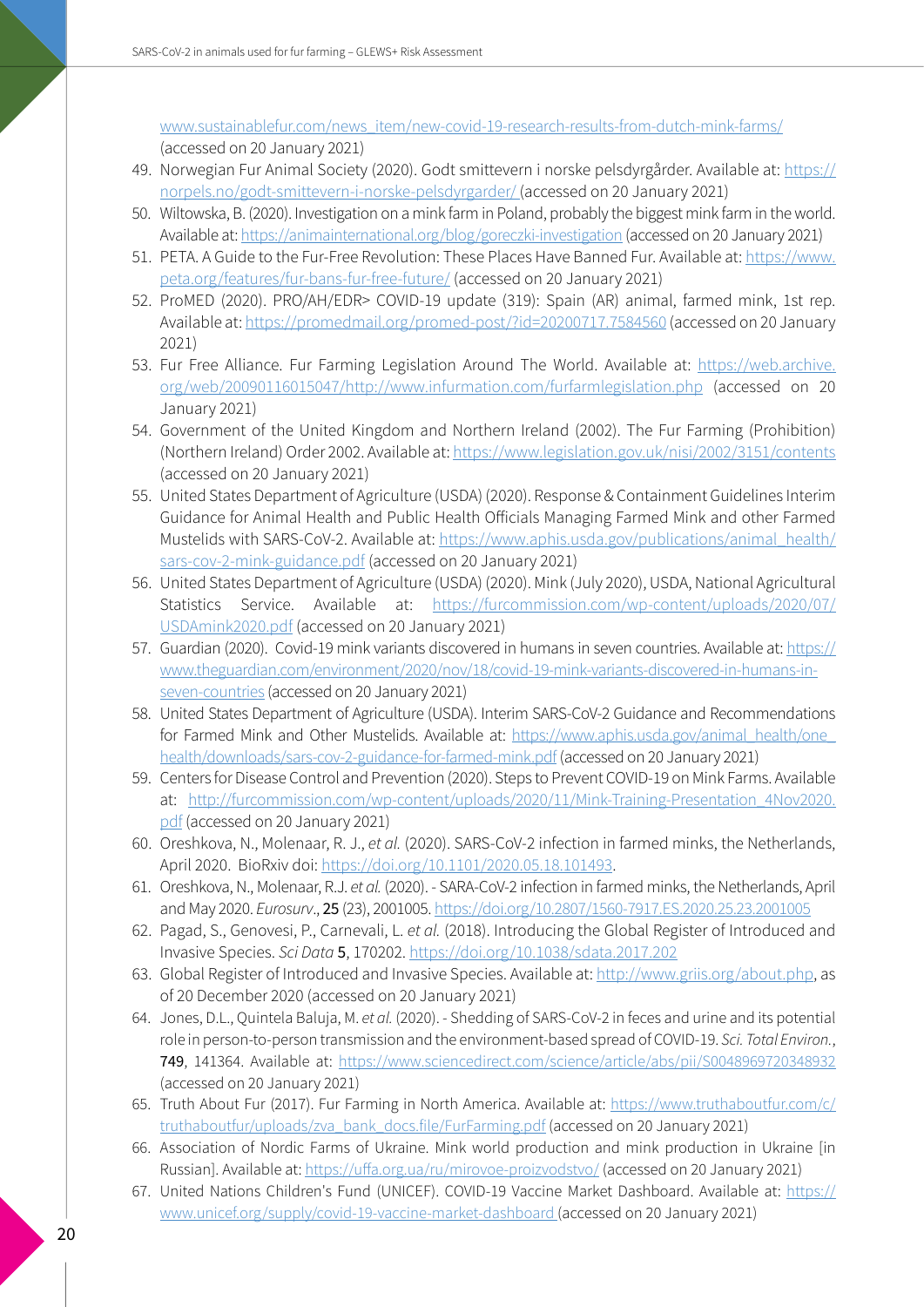www.sustainablefur.com/news_item/new-covid-19-research-results-from-dutch-mink-farms/ (accessed on 20 January 2021)

49. Norwegian Fur Animal Society (2020). Godt smittevern i norske pelsdyrgårder. Available at: https://norpels.no/godt-smittevern-i-norske-pelsdyrgarder/ (accessed on 20 January 2021)
50. Wiltowska, B. (2020). Investigation on a mink farm in Poland, probably the biggest mink farm in the world. Available at: https://animainternational.org/blog/goreczki-investigation (accessed on 20 January 2021)
51. PETA. A Guide to the Fur-Free Revolution: These Places Have Banned Fur. Available at: https://www.peta.org/features/fur-bans-fur-free-future/ (accessed on 20 January 2021)
52. ProMED (2020). PRO/AH/EDR> COVID-19 update (319): Spain (AR) animal, farmed mink, 1st rep. Available at: https://promedmail.org/promed-post/?id=20200717.7584560 (accessed on 20 January 2021)
53. Fur Free Alliance. Fur Farming Legislation Around The World. Available at: https://web.archive.org/web/20090116015047/http://www.infurmation.com/furfarmlegislation.php (accessed on 20 January 2021)
54. Government of the United Kingdom and Northern Ireland (2002). The Fur Farming (Prohibition) (Northern Ireland) Order 2002. Available at: https://www.legislation.gov.uk/nisi/2002/3151/contents (accessed on 20 January 2021)
55. United States Department of Agriculture (USDA) (2020). Response & Containment Guidelines Interim Guidance for Animal Health and Public Health Officials Managing Farmed Mink and other Farmed Mustelids with SARS-CoV-2. Available at: https://www.aphis.usda.gov/publications/animal_health/sars-cov-2-mink-guidance.pdf (accessed on 20 January 2021)
56. United States Department of Agriculture (USDA) (2020). Mink (July 2020), USDA, National Agricultural Statistics Service. Available at: https://furcommission.com/wp-content/uploads/2020/07/USDAmink2020.pdf (accessed on 20 January 2021)
57. Guardian (2020). Covid-19 mink variants discovered in humans in seven countries. Available at: https://www.theguardian.com/environment/2020/nov/18/covid-19-mink-variants-discovered-in-humans-in-seven-countries (accessed on 20 January 2021)
58. United States Department of Agriculture (USDA). Interim SARS-CoV-2 Guidance and Recommendations for Farmed Mink and Other Mustelids. Available at: https://www.aphis.usda.gov/animal_health/one_health/downloads/sars-cov-2-guidance-for-farmed-mink.pdf (accessed on 20 January 2021)
59. Centers for Disease Control and Prevention (2020). Steps to Prevent COVID-19 on Mink Farms. Available at: http://furcommission.com/wp-content/uploads/2020/11/Mink-Training-Presentation_4Nov2020.pdf (accessed on 20 January 2021)
60. Oreshkova, N., Molenaar, R. J., *et al.* (2020). SARS-CoV-2 infection in farmed minks, the Netherlands, April 2020. BioRxiv doi: https://doi.org/10.1101/2020.05.18.101493.
61. Oreshkova, N., Molenaar, R.J. *et al.* (2020). - SARA-CoV-2 infection in farmed minks, the Netherlands, April and May 2020. *Eurosurv.*, **25** (23), 2001005. https://doi.org/10.2807/1560-7917.ES.2020.25.23.2001005
62. Pagad, S., Genovesi, P., Carnevali, L. *et al.* (2018). Introducing the Global Register of Introduced and Invasive Species. *Sci Data* **5**, 170202. https://doi.org/10.1038/sdata.2017.202
63. Global Register of Introduced and Invasive Species. Available at: http://www.griis.org/about.php, as of 20 December 2020 (accessed on 20 January 2021)
64. Jones, D.L., Quintela Baluja, M. *et al.* (2020). - Shedding of SARS-CoV-2 in feces and urine and its potential role in person-to-person transmission and the environment-based spread of COVID-19. *Sci. Total Environ.*, **749**, 141364. Available at: https://www.sciencedirect.com/science/article/abs/pii/S0048969720348932 (accessed on 20 January 2021)
65. Truth About Fur (2017). Fur Farming in North America. Available at: https://www.truthaboutfur.com/c/truthaboutfur/uploads/zva_bank_docs.file/FurFarming.pdf (accessed on 20 January 2021)
66. Association of Nordic Farms of Ukraine. Mink world production and mink production in Ukraine [in Russian]. Available at: https://uffa.org.ua/ru/mirovoe-proizvodstvo/ (accessed on 20 January 2021)
67. United Nations Children's Fund (UNICEF). COVID-19 Vaccine Market Dashboard. Available at: https://www.unicef.org/supply/covid-19-vaccine-market-dashboard (accessed on 20 January 2021)